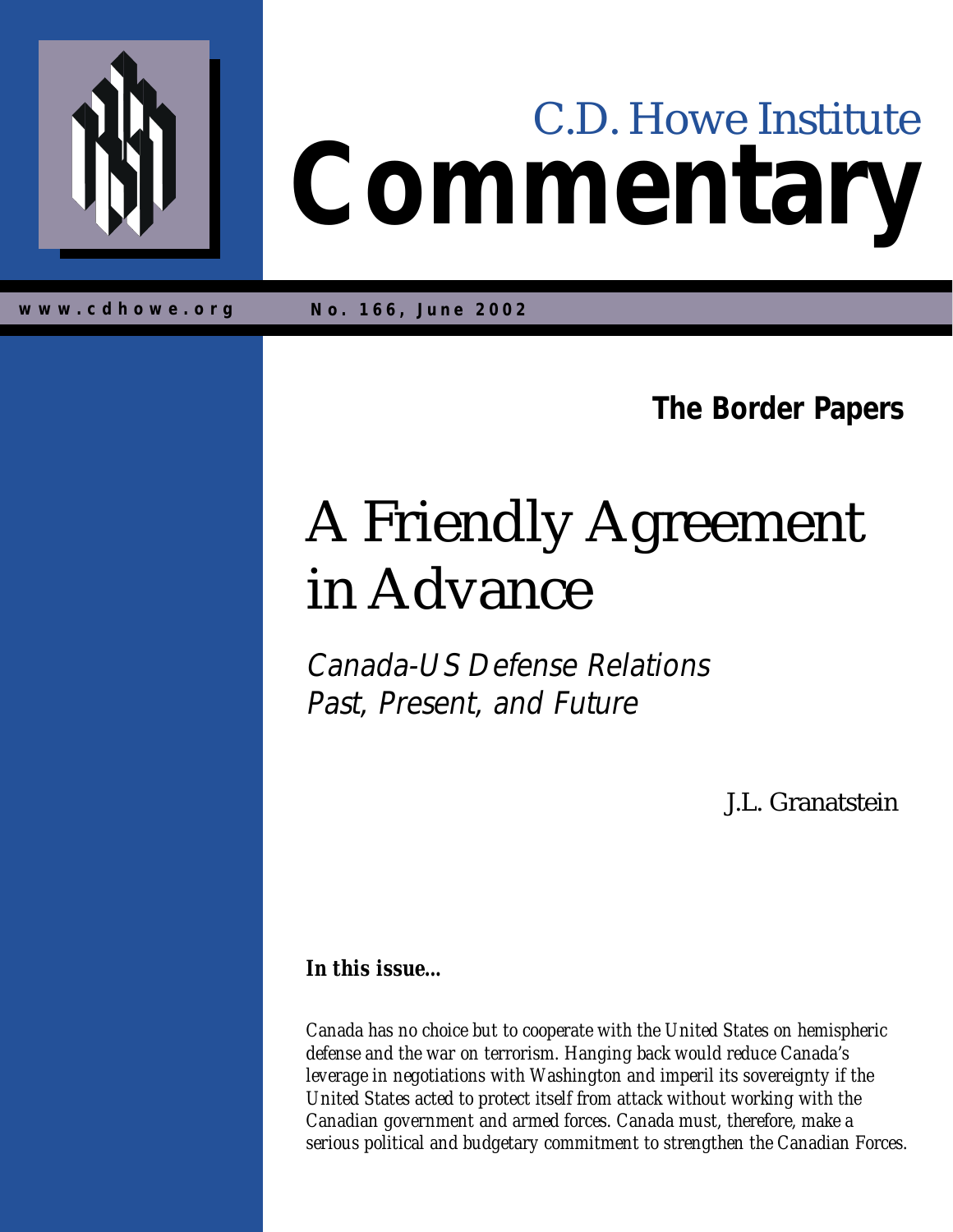C.D. Howe Institute

# Commentary

www.cdhowe.org

No. 166, June 2002

**The Border Papers**

# A Friendly Agreement in Advance

*Canada-US Defense Relations Past, Present, and Future*

J.L. Granatstein

***In this issue...***

*Canada has no choice but to cooperate with the United States on hemispheric defense and the war on terrorism. Hanging back would reduce Canada's leverage in negotiations with Washington and imperil its sovereignty if the United States acted to protect itself from attack without working with the Canadian government and armed forces. Canada must, therefore, make a serious political and budgetary commitment to strengthen the Canadian Forces.*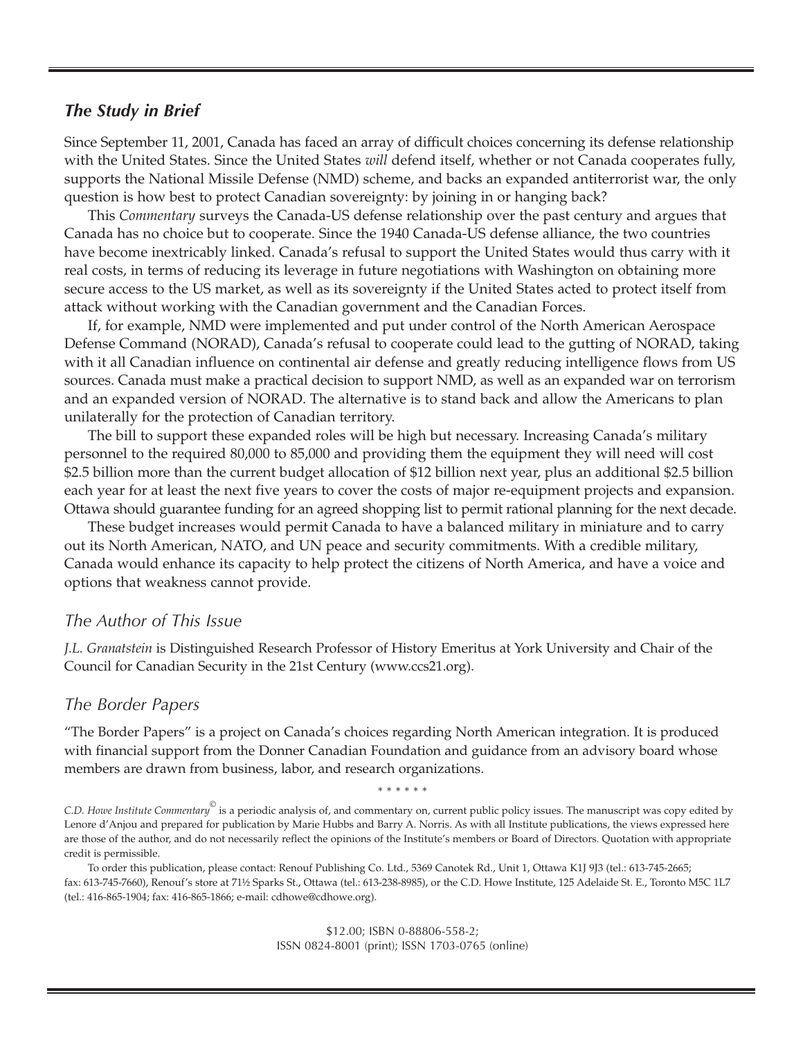## *The Study in Brief*

Since September 11, 2001, Canada has faced an array of difficult choices concerning its defense relationship with the United States. Since the United States *will* defend itself, whether or not Canada cooperates fully, supports the National Missile Defense (NMD) scheme, and backs an expanded antiterrorist war, the only question is how best to protect Canadian sovereignty: by joining in or hanging back?

This *Commentary* surveys the Canada-US defense relationship over the past century and argues that Canada has no choice but to cooperate. Since the 1940 Canada-US defense alliance, the two countries have become inextricably linked. Canada's refusal to support the United States would thus carry with it real costs, in terms of reducing its leverage in future negotiations with Washington on obtaining more secure access to the US market, as well as its sovereignty if the United States acted to protect itself from attack without working with the Canadian government and the Canadian Forces.

If, for example, NMD were implemented and put under control of the North American Aerospace Defense Command (NORAD), Canada's refusal to cooperate could lead to the gutting of NORAD, taking with it all Canadian influence on continental air defense and greatly reducing intelligence flows from US sources. Canada must make a practical decision to support NMD, as well as an expanded war on terrorism and an expanded version of NORAD. The alternative is to stand back and allow the Americans to plan unilaterally for the protection of Canadian territory.

The bill to support these expanded roles will be high but necessary. Increasing Canada's military personnel to the required 80,000 to 85,000 and providing them the equipment they will need will cost $2.5 billion more than the current budget allocation of $12 billion next year, plus an additional $2.5 billion each year for at least the next five years to cover the costs of major re-equipment projects and expansion. Ottawa should guarantee funding for an agreed shopping list to permit rational planning for the next decade.

These budget increases would permit Canada to have a balanced military in miniature and to carry out its North American, NATO, and UN peace and security commitments. With a credible military, Canada would enhance its capacity to help protect the citizens of North America, and have a voice and options that weakness cannot provide.

## *The Author of This Issue*

*J.L. Granatstein* is Distinguished Research Professor of History Emeritus at York University and Chair of the Council for Canadian Security in the 21st Century (www.ccs21.org).

## *The Border Papers*

"The Border Papers" is a project on Canada's choices regarding North American integration. It is produced with financial support from the Donner Canadian Foundation and guidance from an advisory board whose members are drawn from business, labor, and research organizations.

\* \* \* \* \* \*

*C.D. Howe Institute Commentary*© is a periodic analysis of, and commentary on, current public policy issues. The manuscript was copy edited by Lenore d'Anjou and prepared for publication by Marie Hubbs and Barry A. Norris. As with all Institute publications, the views expressed here are those of the author, and do not necessarily reflect the opinions of the Institute's members or Board of Directors. Quotation with appropriate credit is permissible.

To order this publication, please contact: Renouf Publishing Co. Ltd., 5369 Canotek Rd., Unit 1, Ottawa K1J 9J3 (tel.: 613-745-2665; fax: 613-745-7660), Renouf's store at 71½ Sparks St., Ottawa (tel.: 613-238-8985), or the C.D. Howe Institute, 125 Adelaide St. E., Toronto M5C 1L7 (tel.: 416-865-1904; fax: 416-865-1866; e-mail: cdhowe@cdhowe.org).

$12.00; ISBN 0-88806-558-2;
ISSN 0824-8001 (print); ISSN 1703-0765 (online)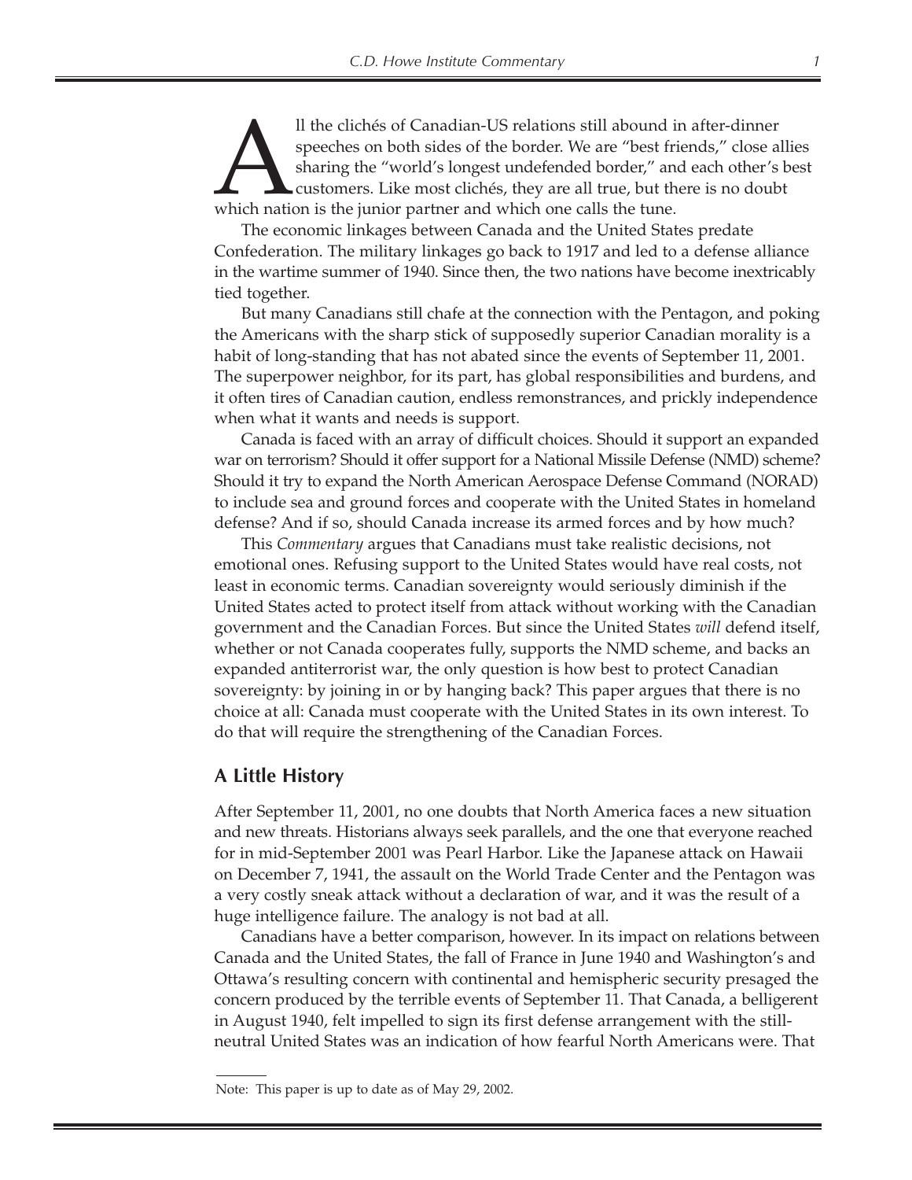All the clichés of Canadian-US relations still abound in after-dinner speeches on both sides of the border. We are "best friends," close allies sharing the "world's longest undefended border," and each other's best customers. Like most clichés, they are all true, but there is no doubt which nation is the junior partner and which one calls the tune.

The economic linkages between Canada and the United States predate Confederation. The military linkages go back to 1917 and led to a defense alliance in the wartime summer of 1940. Since then, the two nations have become inextricably tied together.

But many Canadians still chafe at the connection with the Pentagon, and poking the Americans with the sharp stick of supposedly superior Canadian morality is a habit of long-standing that has not abated since the events of September 11, 2001. The superpower neighbor, for its part, has global responsibilities and burdens, and it often tires of Canadian caution, endless remonstrances, and prickly independence when what it wants and needs is support.

Canada is faced with an array of difficult choices. Should it support an expanded war on terrorism? Should it offer support for a National Missile Defense (NMD) scheme? Should it try to expand the North American Aerospace Defense Command (NORAD) to include sea and ground forces and cooperate with the United States in homeland defense? And if so, should Canada increase its armed forces and by how much?

This *Commentary* argues that Canadians must take realistic decisions, not emotional ones. Refusing support to the United States would have real costs, not least in economic terms. Canadian sovereignty would seriously diminish if the United States acted to protect itself from attack without working with the Canadian government and the Canadian Forces. But since the United States *will* defend itself, whether or not Canada cooperates fully, supports the NMD scheme, and backs an expanded antiterrorist war, the only question is how best to protect Canadian sovereignty: by joining in or by hanging back? This paper argues that there is no choice at all: Canada must cooperate with the United States in its own interest. To do that will require the strengthening of the Canadian Forces.

## A Little History

After September 11, 2001, no one doubts that North America faces a new situation and new threats. Historians always seek parallels, and the one that everyone reached for in mid-September 2001 was Pearl Harbor. Like the Japanese attack on Hawaii on December 7, 1941, the assault on the World Trade Center and the Pentagon was a very costly sneak attack without a declaration of war, and it was the result of a huge intelligence failure. The analogy is not bad at all.

Canadians have a better comparison, however. In its impact on relations between Canada and the United States, the fall of France in June 1940 and Washington's and Ottawa's resulting concern with continental and hemispheric security presaged the concern produced by the terrible events of September 11. That Canada, a belligerent in August 1940, felt impelled to sign its first defense arrangement with the still-neutral United States was an indication of how fearful North Americans were. That

Note: This paper is up to date as of May 29, 2002.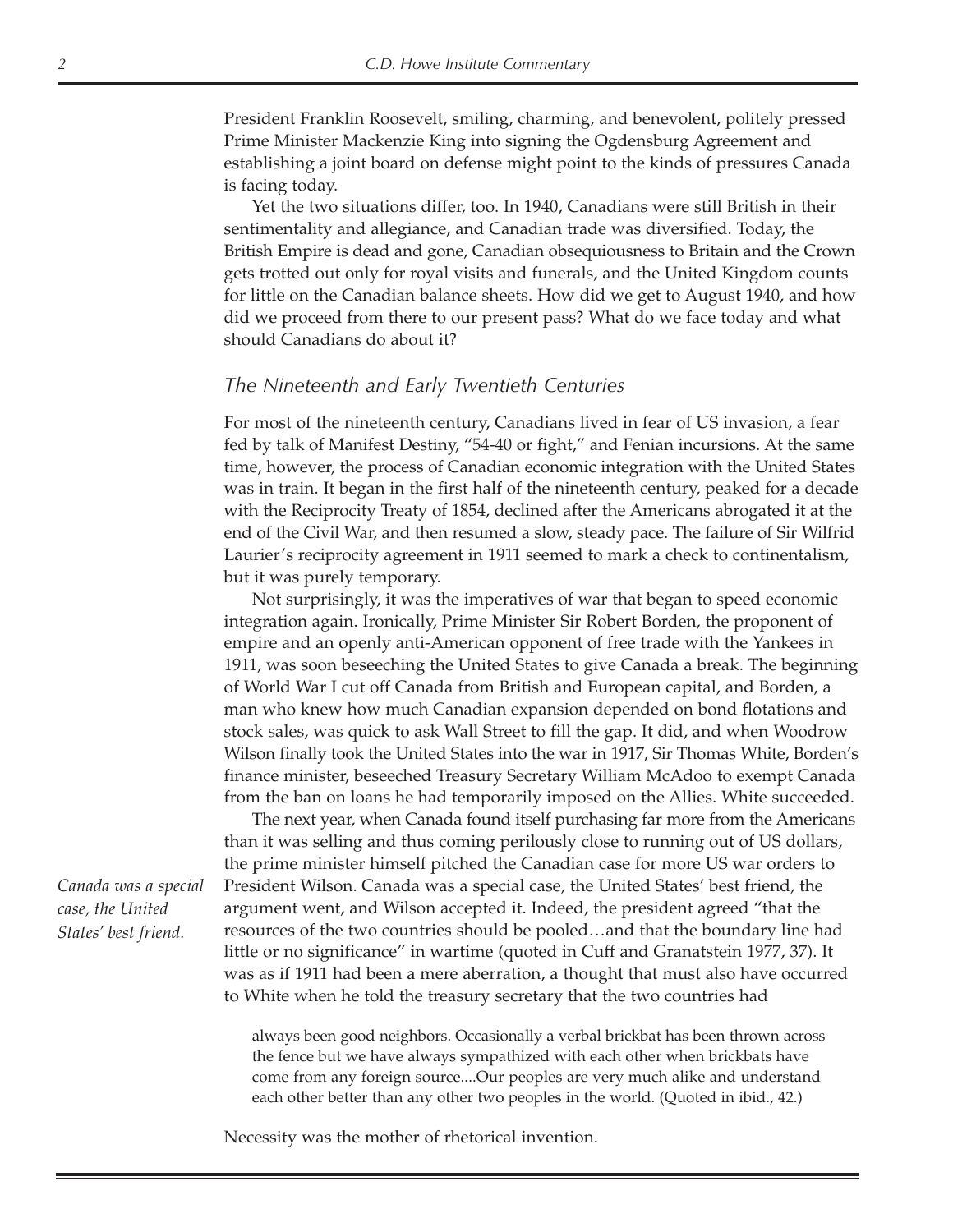President Franklin Roosevelt, smiling, charming, and benevolent, politely pressed Prime Minister Mackenzie King into signing the Ogdensburg Agreement and establishing a joint board on defense might point to the kinds of pressures Canada is facing today.

Yet the two situations differ, too. In 1940, Canadians were still British in their sentimentality and allegiance, and Canadian trade was diversified. Today, the British Empire is dead and gone, Canadian obsequiousness to Britain and the Crown gets trotted out only for royal visits and funerals, and the United Kingdom counts for little on the Canadian balance sheets. How did we get to August 1940, and how did we proceed from there to our present pass? What do we face today and what should Canadians do about it?

## *The Nineteenth and Early Twentieth Centuries*

For most of the nineteenth century, Canadians lived in fear of US invasion, a fear fed by talk of Manifest Destiny, "54-40 or fight," and Fenian incursions. At the same time, however, the process of Canadian economic integration with the United States was in train. It began in the first half of the nineteenth century, peaked for a decade with the Reciprocity Treaty of 1854, declined after the Americans abrogated it at the end of the Civil War, and then resumed a slow, steady pace. The failure of Sir Wilfrid Laurier's reciprocity agreement in 1911 seemed to mark a check to continentalism, but it was purely temporary.

Not surprisingly, it was the imperatives of war that began to speed economic integration again. Ironically, Prime Minister Sir Robert Borden, the proponent of empire and an openly anti-American opponent of free trade with the Yankees in 1911, was soon beseeching the United States to give Canada a break. The beginning of World War I cut off Canada from British and European capital, and Borden, a man who knew how much Canadian expansion depended on bond flotations and stock sales, was quick to ask Wall Street to fill the gap. It did, and when Woodrow Wilson finally took the United States into the war in 1917, Sir Thomas White, Borden's finance minister, beseeched Treasury Secretary William McAdoo to exempt Canada from the ban on loans he had temporarily imposed on the Allies. White succeeded.

The next year, when Canada found itself purchasing far more from the Americans than it was selling and thus coming perilously close to running out of US dollars, the prime minister himself pitched the Canadian case for more US war orders to President Wilson. Canada was a special case, the United States' best friend, the argument went, and Wilson accepted it. Indeed, the president agreed "that the resources of the two countries should be pooled…and that the boundary line had little or no significance" in wartime (quoted in Cuff and Granatstein 1977, 37). It was as if 1911 had been a mere aberration, a thought that must also have occurred to White when he told the treasury secretary that the two countries had

*Canada was a special case, the United States' best friend.*

> always been good neighbors. Occasionally a verbal brickbat has been thrown across the fence but we have always sympathized with each other when brickbats have come from any foreign source....Our peoples are very much alike and understand each other better than any other two peoples in the world. (Quoted in ibid., 42.)

Necessity was the mother of rhetorical invention.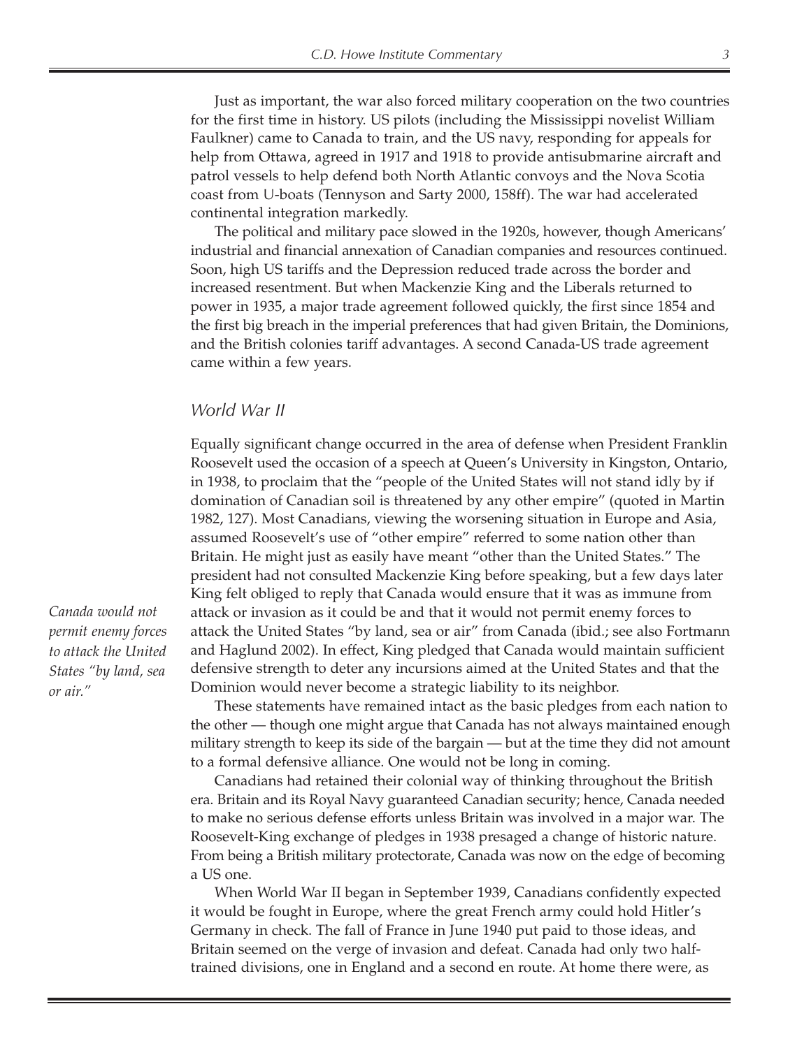Just as important, the war also forced military cooperation on the two countries for the first time in history. US pilots (including the Mississippi novelist William Faulkner) came to Canada to train, and the US navy, responding for appeals for help from Ottawa, agreed in 1917 and 1918 to provide antisubmarine aircraft and patrol vessels to help defend both North Atlantic convoys and the Nova Scotia coast from U-boats (Tennyson and Sarty 2000, 158ff). The war had accelerated continental integration markedly.

The political and military pace slowed in the 1920s, however, though Americans' industrial and financial annexation of Canadian companies and resources continued. Soon, high US tariffs and the Depression reduced trade across the border and increased resentment. But when Mackenzie King and the Liberals returned to power in 1935, a major trade agreement followed quickly, the first since 1854 and the first big breach in the imperial preferences that had given Britain, the Dominions, and the British colonies tariff advantages. A second Canada-US trade agreement came within a few years.

### World War II

Equally significant change occurred in the area of defense when President Franklin Roosevelt used the occasion of a speech at Queen's University in Kingston, Ontario, in 1938, to proclaim that the "people of the United States will not stand idly by if domination of Canadian soil is threatened by any other empire" (quoted in Martin 1982, 127). Most Canadians, viewing the worsening situation in Europe and Asia, assumed Roosevelt's use of "other empire" referred to some nation other than Britain. He might just as easily have meant "other than the United States." The president had not consulted Mackenzie King before speaking, but a few days later King felt obliged to reply that Canada would ensure that it was as immune from attack or invasion as it could be and that it would not permit enemy forces to attack the United States "by land, sea or air" from Canada (ibid.; see also Fortmann and Haglund 2002). In effect, King pledged that Canada would maintain sufficient defensive strength to deter any incursions aimed at the United States and that the Dominion would never become a strategic liability to its neighbor.

*Canada would not permit enemy forces to attack the United States "by land, sea or air."*

These statements have remained intact as the basic pledges from each nation to the other — though one might argue that Canada has not always maintained enough military strength to keep its side of the bargain — but at the time they did not amount to a formal defensive alliance. One would not be long in coming.

Canadians had retained their colonial way of thinking throughout the British era. Britain and its Royal Navy guaranteed Canadian security; hence, Canada needed to make no serious defense efforts unless Britain was involved in a major war. The Roosevelt-King exchange of pledges in 1938 presaged a change of historic nature. From being a British military protectorate, Canada was now on the edge of becoming a US one.

When World War II began in September 1939, Canadians confidently expected it would be fought in Europe, where the great French army could hold Hitler's Germany in check. The fall of France in June 1940 put paid to those ideas, and Britain seemed on the verge of invasion and defeat. Canada had only two half-trained divisions, one in England and a second en route. At home there were, as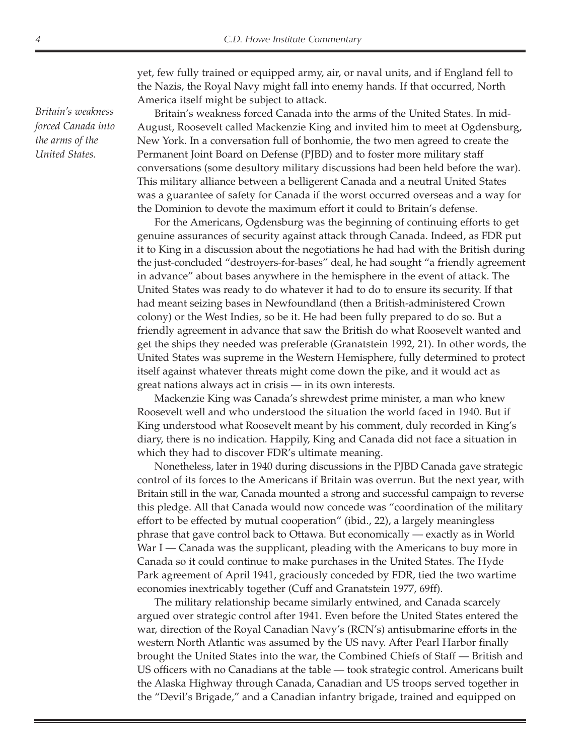yet, few fully trained or equipped army, air, or naval units, and if England fell to the Nazis, the Royal Navy might fall into enemy hands. If that occurred, North America itself might be subject to attack.

*Britain's weakness forced Canada into the arms of the United States.*

Britain's weakness forced Canada into the arms of the United States. In mid-August, Roosevelt called Mackenzie King and invited him to meet at Ogdensburg, New York. In a conversation full of bonhomie, the two men agreed to create the Permanent Joint Board on Defense (PJBD) and to foster more military staff conversations (some desultory military discussions had been held before the war). This military alliance between a belligerent Canada and a neutral United States was a guarantee of safety for Canada if the worst occurred overseas and a way for the Dominion to devote the maximum effort it could to Britain's defense.

For the Americans, Ogdensburg was the beginning of continuing efforts to get genuine assurances of security against attack through Canada. Indeed, as FDR put it to King in a discussion about the negotiations he had had with the British during the just-concluded "destroyers-for-bases" deal, he had sought "a friendly agreement in advance" about bases anywhere in the hemisphere in the event of attack. The United States was ready to do whatever it had to do to ensure its security. If that had meant seizing bases in Newfoundland (then a British-administered Crown colony) or the West Indies, so be it. He had been fully prepared to do so. But a friendly agreement in advance that saw the British do what Roosevelt wanted and get the ships they needed was preferable (Granatstein 1992, 21). In other words, the United States was supreme in the Western Hemisphere, fully determined to protect itself against whatever threats might come down the pike, and it would act as great nations always act in crisis — in its own interests.

Mackenzie King was Canada's shrewdest prime minister, a man who knew Roosevelt well and who understood the situation the world faced in 1940. But if King understood what Roosevelt meant by his comment, duly recorded in King's diary, there is no indication. Happily, King and Canada did not face a situation in which they had to discover FDR's ultimate meaning.

Nonetheless, later in 1940 during discussions in the PJBD Canada gave strategic control of its forces to the Americans if Britain was overrun. But the next year, with Britain still in the war, Canada mounted a strong and successful campaign to reverse this pledge. All that Canada would now concede was "coordination of the military effort to be effected by mutual cooperation" (ibid., 22), a largely meaningless phrase that gave control back to Ottawa. But economically — exactly as in World War I — Canada was the supplicant, pleading with the Americans to buy more in Canada so it could continue to make purchases in the United States. The Hyde Park agreement of April 1941, graciously conceded by FDR, tied the two wartime economies inextricably together (Cuff and Granatstein 1977, 69ff).

The military relationship became similarly entwined, and Canada scarcely argued over strategic control after 1941. Even before the United States entered the war, direction of the Royal Canadian Navy's (RCN's) antisubmarine efforts in the western North Atlantic was assumed by the US navy. After Pearl Harbor finally brought the United States into the war, the Combined Chiefs of Staff — British and US officers with no Canadians at the table — took strategic control. Americans built the Alaska Highway through Canada, Canadian and US troops served together in the "Devil's Brigade," and a Canadian infantry brigade, trained and equipped on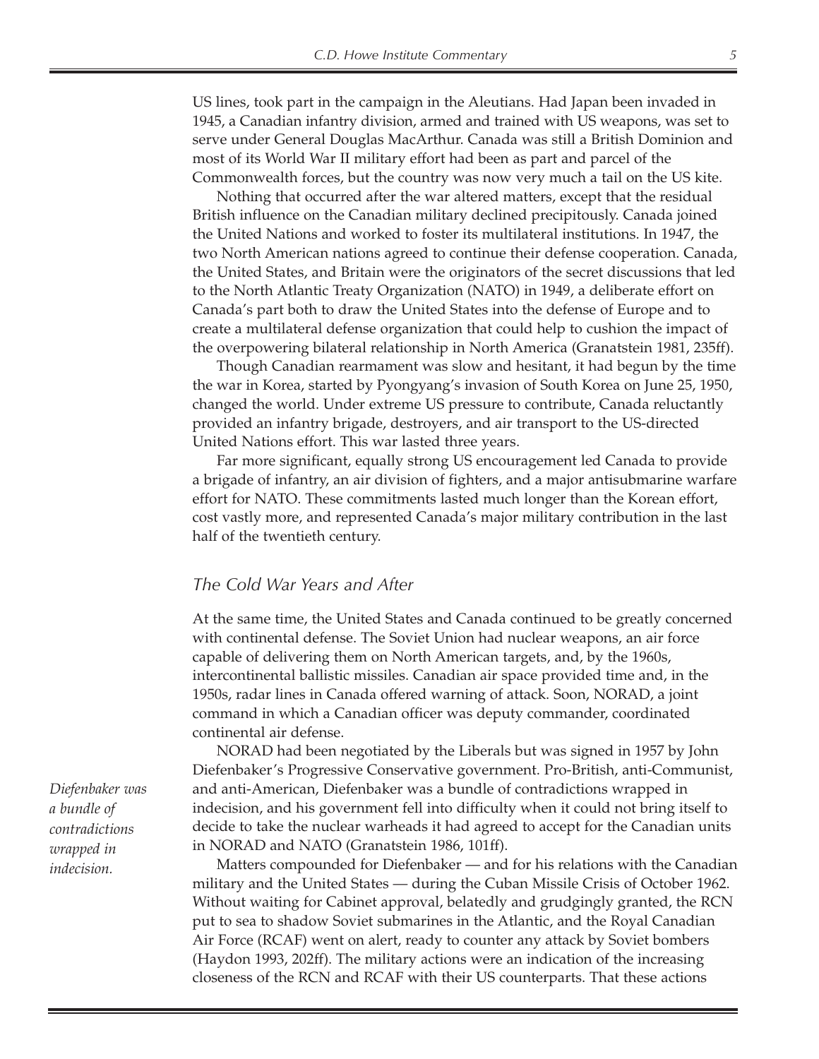US lines, took part in the campaign in the Aleutians. Had Japan been invaded in 1945, a Canadian infantry division, armed and trained with US weapons, was set to serve under General Douglas MacArthur. Canada was still a British Dominion and most of its World War II military effort had been as part and parcel of the Commonwealth forces, but the country was now very much a tail on the US kite.

Nothing that occurred after the war altered matters, except that the residual British influence on the Canadian military declined precipitously. Canada joined the United Nations and worked to foster its multilateral institutions. In 1947, the two North American nations agreed to continue their defense cooperation. Canada, the United States, and Britain were the originators of the secret discussions that led to the North Atlantic Treaty Organization (NATO) in 1949, a deliberate effort on Canada's part both to draw the United States into the defense of Europe and to create a multilateral defense organization that could help to cushion the impact of the overpowering bilateral relationship in North America (Granatstein 1981, 235ff).

Though Canadian rearmament was slow and hesitant, it had begun by the time the war in Korea, started by Pyongyang's invasion of South Korea on June 25, 1950, changed the world. Under extreme US pressure to contribute, Canada reluctantly provided an infantry brigade, destroyers, and air transport to the US-directed United Nations effort. This war lasted three years.

Far more significant, equally strong US encouragement led Canada to provide a brigade of infantry, an air division of fighters, and a major antisubmarine warfare effort for NATO. These commitments lasted much longer than the Korean effort, cost vastly more, and represented Canada's major military contribution in the last half of the twentieth century.

## *The Cold War Years and After*

At the same time, the United States and Canada continued to be greatly concerned with continental defense. The Soviet Union had nuclear weapons, an air force capable of delivering them on North American targets, and, by the 1960s, intercontinental ballistic missiles. Canadian air space provided time and, in the 1950s, radar lines in Canada offered warning of attack. Soon, NORAD, a joint command in which a Canadian officer was deputy commander, coordinated continental air defense.

NORAD had been negotiated by the Liberals but was signed in 1957 by John Diefenbaker's Progressive Conservative government. Pro-British, anti-Communist, and anti-American, Diefenbaker was a bundle of contradictions wrapped in indecision, and his government fell into difficulty when it could not bring itself to decide to take the nuclear warheads it had agreed to accept for the Canadian units in NORAD and NATO (Granatstein 1986, 101ff).

*Diefenbaker was a bundle of contradictions wrapped in indecision.*

Matters compounded for Diefenbaker — and for his relations with the Canadian military and the United States — during the Cuban Missile Crisis of October 1962. Without waiting for Cabinet approval, belatedly and grudgingly granted, the RCN put to sea to shadow Soviet submarines in the Atlantic, and the Royal Canadian Air Force (RCAF) went on alert, ready to counter any attack by Soviet bombers (Haydon 1993, 202ff). The military actions were an indication of the increasing closeness of the RCN and RCAF with their US counterparts. That these actions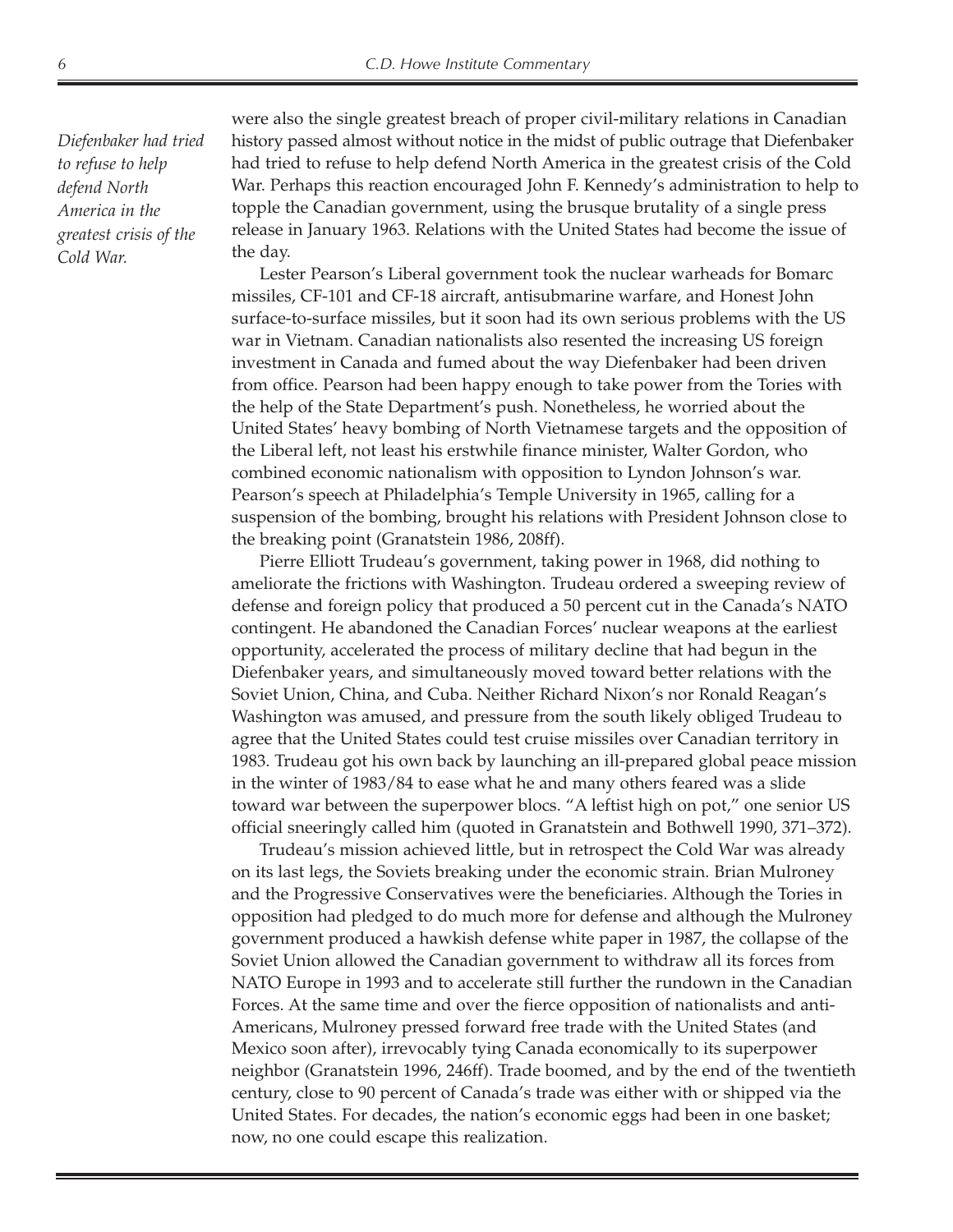*Diefenbaker had tried to refuse to help defend North America in the greatest crisis of the Cold War.*

were also the single greatest breach of proper civil-military relations in Canadian history passed almost without notice in the midst of public outrage that Diefenbaker had tried to refuse to help defend North America in the greatest crisis of the Cold War. Perhaps this reaction encouraged John F. Kennedy's administration to help to topple the Canadian government, using the brusque brutality of a single press release in January 1963. Relations with the United States had become the issue of the day.

Lester Pearson's Liberal government took the nuclear warheads for Bomarc missiles, CF-101 and CF-18 aircraft, antisubmarine warfare, and Honest John surface-to-surface missiles, but it soon had its own serious problems with the US war in Vietnam. Canadian nationalists also resented the increasing US foreign investment in Canada and fumed about the way Diefenbaker had been driven from office. Pearson had been happy enough to take power from the Tories with the help of the State Department's push. Nonetheless, he worried about the United States' heavy bombing of North Vietnamese targets and the opposition of the Liberal left, not least his erstwhile finance minister, Walter Gordon, who combined economic nationalism with opposition to Lyndon Johnson's war. Pearson's speech at Philadelphia's Temple University in 1965, calling for a suspension of the bombing, brought his relations with President Johnson close to the breaking point (Granatstein 1986, 208ff).

Pierre Elliott Trudeau's government, taking power in 1968, did nothing to ameliorate the frictions with Washington. Trudeau ordered a sweeping review of defense and foreign policy that produced a 50 percent cut in the Canada's NATO contingent. He abandoned the Canadian Forces' nuclear weapons at the earliest opportunity, accelerated the process of military decline that had begun in the Diefenbaker years, and simultaneously moved toward better relations with the Soviet Union, China, and Cuba. Neither Richard Nixon's nor Ronald Reagan's Washington was amused, and pressure from the south likely obliged Trudeau to agree that the United States could test cruise missiles over Canadian territory in 1983. Trudeau got his own back by launching an ill-prepared global peace mission in the winter of 1983/84 to ease what he and many others feared was a slide toward war between the superpower blocs. "A leftist high on pot," one senior US official sneeringly called him (quoted in Granatstein and Bothwell 1990, 371–372).

Trudeau's mission achieved little, but in retrospect the Cold War was already on its last legs, the Soviets breaking under the economic strain. Brian Mulroney and the Progressive Conservatives were the beneficiaries. Although the Tories in opposition had pledged to do much more for defense and although the Mulroney government produced a hawkish defense white paper in 1987, the collapse of the Soviet Union allowed the Canadian government to withdraw all its forces from NATO Europe in 1993 and to accelerate still further the rundown in the Canadian Forces. At the same time and over the fierce opposition of nationalists and anti-Americans, Mulroney pressed forward free trade with the United States (and Mexico soon after), irrevocably tying Canada economically to its superpower neighbor (Granatstein 1996, 246ff). Trade boomed, and by the end of the twentieth century, close to 90 percent of Canada's trade was either with or shipped via the United States. For decades, the nation's economic eggs had been in one basket; now, no one could escape this realization.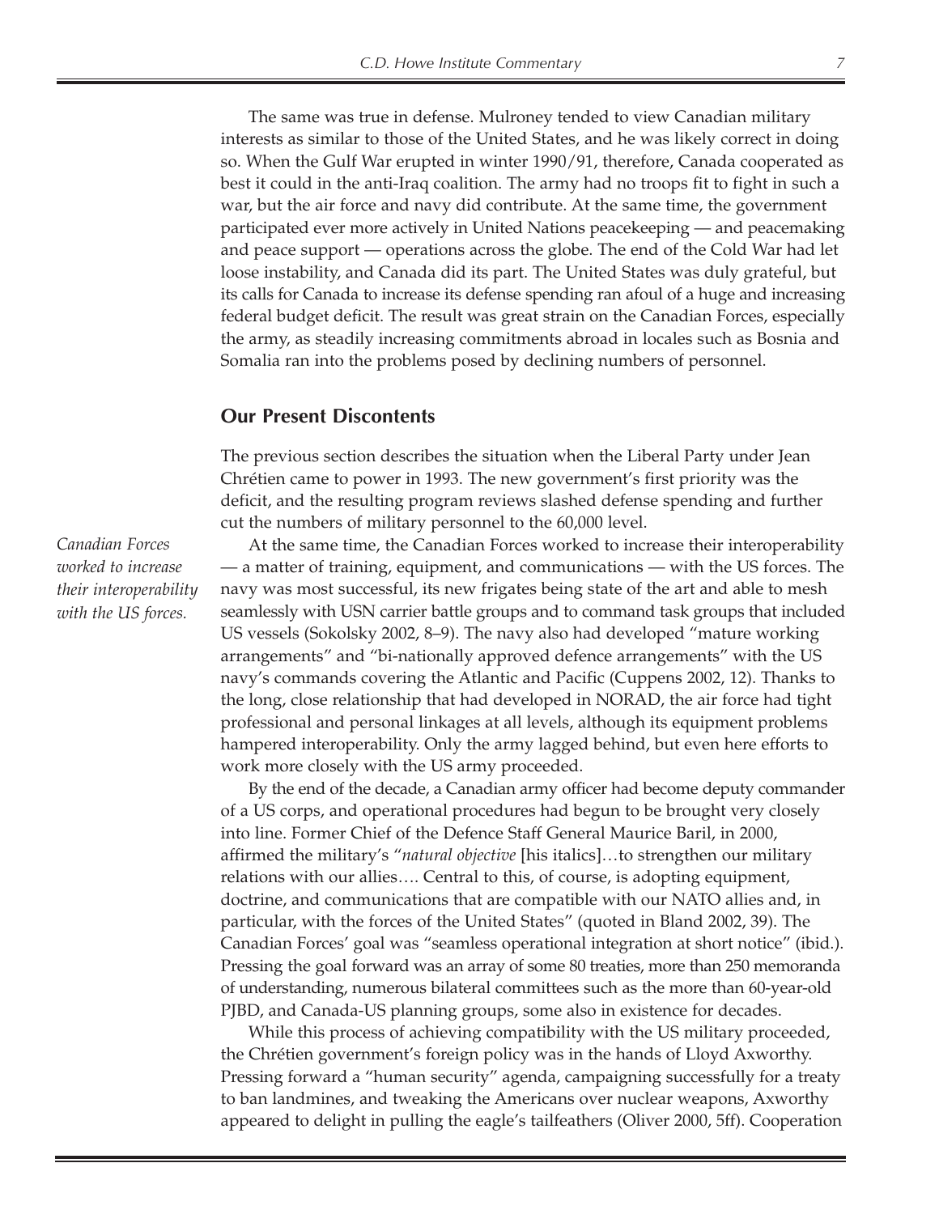The same was true in defense. Mulroney tended to view Canadian military interests as similar to those of the United States, and he was likely correct in doing so. When the Gulf War erupted in winter 1990/91, therefore, Canada cooperated as best it could in the anti-Iraq coalition. The army had no troops fit to fight in such a war, but the air force and navy did contribute. At the same time, the government participated ever more actively in United Nations peacekeeping — and peacemaking and peace support — operations across the globe. The end of the Cold War had let loose instability, and Canada did its part. The United States was duly grateful, but its calls for Canada to increase its defense spending ran afoul of a huge and increasing federal budget deficit. The result was great strain on the Canadian Forces, especially the army, as steadily increasing commitments abroad in locales such as Bosnia and Somalia ran into the problems posed by declining numbers of personnel.

## Our Present Discontents

The previous section describes the situation when the Liberal Party under Jean Chrétien came to power in 1993. The new government's first priority was the deficit, and the resulting program reviews slashed defense spending and further cut the numbers of military personnel to the 60,000 level.

*Canadian Forces worked to increase their interoperability with the US forces.*

At the same time, the Canadian Forces worked to increase their interoperability — a matter of training, equipment, and communications — with the US forces. The navy was most successful, its new frigates being state of the art and able to mesh seamlessly with USN carrier battle groups and to command task groups that included US vessels (Sokolsky 2002, 8–9). The navy also had developed "mature working arrangements" and "bi-nationally approved defence arrangements" with the US navy's commands covering the Atlantic and Pacific (Cuppens 2002, 12). Thanks to the long, close relationship that had developed in NORAD, the air force had tight professional and personal linkages at all levels, although its equipment problems hampered interoperability. Only the army lagged behind, but even here efforts to work more closely with the US army proceeded.

By the end of the decade, a Canadian army officer had become deputy commander of a US corps, and operational procedures had begun to be brought very closely into line. Former Chief of the Defence Staff General Maurice Baril, in 2000, affirmed the military's "*natural objective* [his italics]…to strengthen our military relations with our allies…. Central to this, of course, is adopting equipment, doctrine, and communications that are compatible with our NATO allies and, in particular, with the forces of the United States" (quoted in Bland 2002, 39). The Canadian Forces' goal was "seamless operational integration at short notice" (ibid.). Pressing the goal forward was an array of some 80 treaties, more than 250 memoranda of understanding, numerous bilateral committees such as the more than 60-year-old PJBD, and Canada-US planning groups, some also in existence for decades.

While this process of achieving compatibility with the US military proceeded, the Chrétien government's foreign policy was in the hands of Lloyd Axworthy. Pressing forward a "human security" agenda, campaigning successfully for a treaty to ban landmines, and tweaking the Americans over nuclear weapons, Axworthy appeared to delight in pulling the eagle's tailfeathers (Oliver 2000, 5ff). Cooperation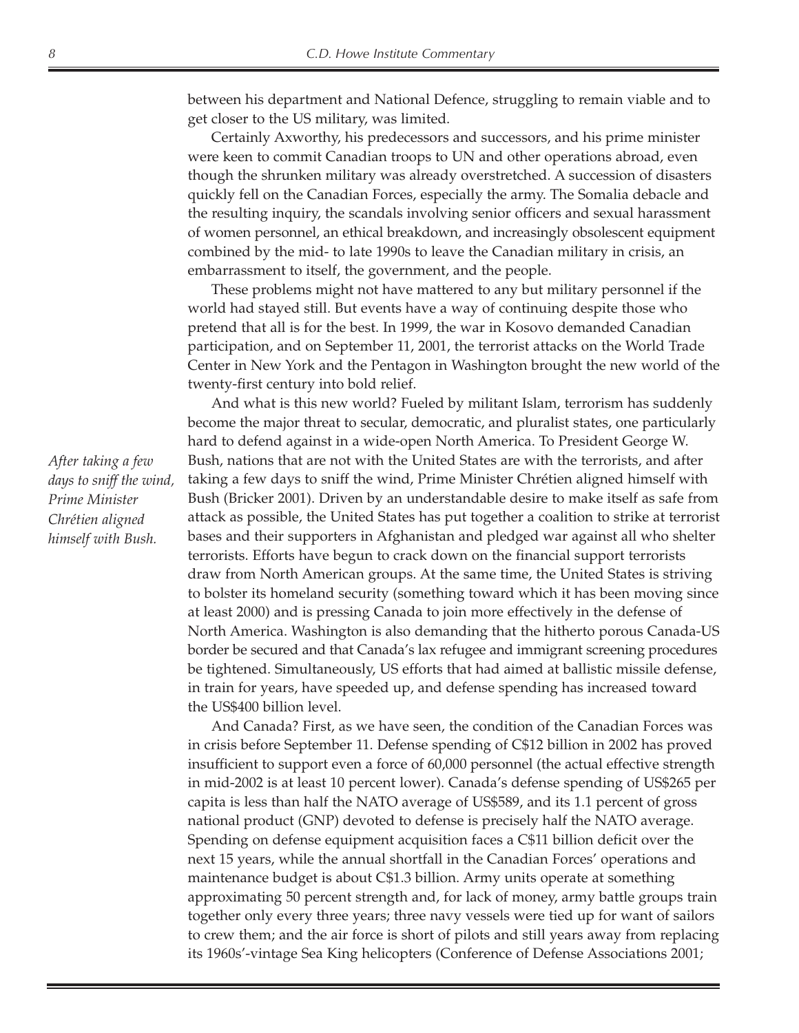between his department and National Defence, struggling to remain viable and to get closer to the US military, was limited.

Certainly Axworthy, his predecessors and successors, and his prime minister were keen to commit Canadian troops to UN and other operations abroad, even though the shrunken military was already overstretched. A succession of disasters quickly fell on the Canadian Forces, especially the army. The Somalia debacle and the resulting inquiry, the scandals involving senior officers and sexual harassment of women personnel, an ethical breakdown, and increasingly obsolescent equipment combined by the mid- to late 1990s to leave the Canadian military in crisis, an embarrassment to itself, the government, and the people.

These problems might not have mattered to any but military personnel if the world had stayed still. But events have a way of continuing despite those who pretend that all is for the best. In 1999, the war in Kosovo demanded Canadian participation, and on September 11, 2001, the terrorist attacks on the World Trade Center in New York and the Pentagon in Washington brought the new world of the twenty-first century into bold relief.

And what is this new world? Fueled by militant Islam, terrorism has suddenly become the major threat to secular, democratic, and pluralist states, one particularly hard to defend against in a wide-open North America. To President George W. Bush, nations that are not with the United States are with the terrorists, and after taking a few days to sniff the wind, Prime Minister Chrétien aligned himself with Bush (Bricker 2001). Driven by an understandable desire to make itself as safe from attack as possible, the United States has put together a coalition to strike at terrorist bases and their supporters in Afghanistan and pledged war against all who shelter terrorists. Efforts have begun to crack down on the financial support terrorists draw from North American groups. At the same time, the United States is striving to bolster its homeland security (something toward which it has been moving since at least 2000) and is pressing Canada to join more effectively in the defense of North America. Washington is also demanding that the hitherto porous Canada-US border be secured and that Canada's lax refugee and immigrant screening procedures be tightened. Simultaneously, US efforts that had aimed at ballistic missile defense, in train for years, have speeded up, and defense spending has increased toward the US$400 billion level.

*After taking a few days to sniff the wind, Prime Minister Chrétien aligned himself with Bush.*

And Canada? First, as we have seen, the condition of the Canadian Forces was in crisis before September 11. Defense spending of C$12 billion in 2002 has proved insufficient to support even a force of 60,000 personnel (the actual effective strength in mid-2002 is at least 10 percent lower). Canada's defense spending of US$265 per capita is less than half the NATO average of US$589, and its 1.1 percent of gross national product (GNP) devoted to defense is precisely half the NATO average. Spending on defense equipment acquisition faces a C$11 billion deficit over the next 15 years, while the annual shortfall in the Canadian Forces' operations and maintenance budget is about C$1.3 billion. Army units operate at something approximating 50 percent strength and, for lack of money, army battle groups train together only every three years; three navy vessels were tied up for want of sailors to crew them; and the air force is short of pilots and still years away from replacing its 1960s'-vintage Sea King helicopters (Conference of Defense Associations 2001;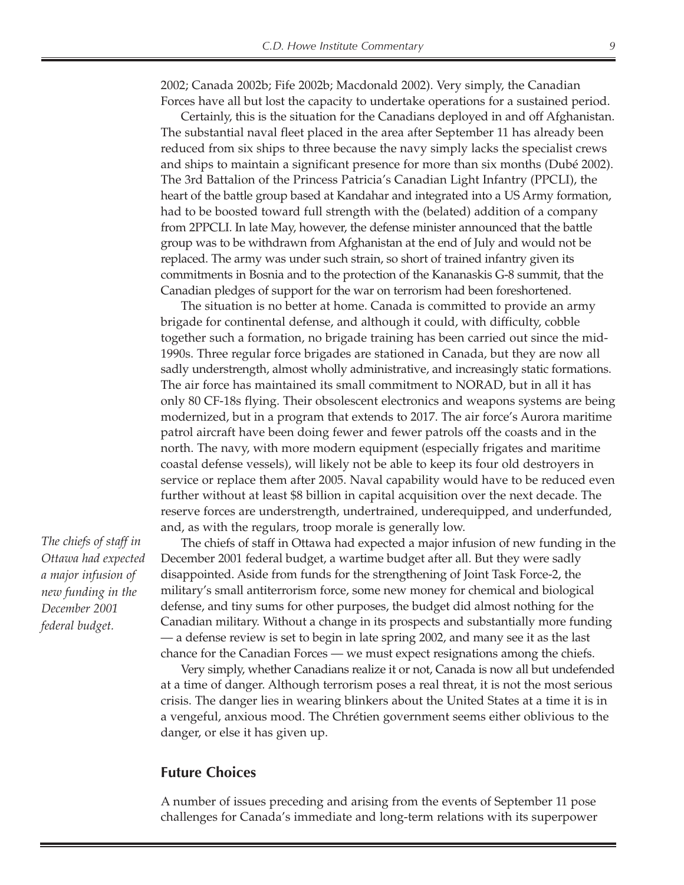2002; Canada 2002b; Fife 2002b; Macdonald 2002). Very simply, the Canadian Forces have all but lost the capacity to undertake operations for a sustained period.

Certainly, this is the situation for the Canadians deployed in and off Afghanistan. The substantial naval fleet placed in the area after September 11 has already been reduced from six ships to three because the navy simply lacks the specialist crews and ships to maintain a significant presence for more than six months (Dubé 2002). The 3rd Battalion of the Princess Patricia's Canadian Light Infantry (PPCLI), the heart of the battle group based at Kandahar and integrated into a US Army formation, had to be boosted toward full strength with the (belated) addition of a company from 2PPCLI. In late May, however, the defense minister announced that the battle group was to be withdrawn from Afghanistan at the end of July and would not be replaced. The army was under such strain, so short of trained infantry given its commitments in Bosnia and to the protection of the Kananaskis G-8 summit, that the Canadian pledges of support for the war on terrorism had been foreshortened.

The situation is no better at home. Canada is committed to provide an army brigade for continental defense, and although it could, with difficulty, cobble together such a formation, no brigade training has been carried out since the mid-1990s. Three regular force brigades are stationed in Canada, but they are now all sadly understrength, almost wholly administrative, and increasingly static formations. The air force has maintained its small commitment to NORAD, but in all it has only 80 CF-18s flying. Their obsolescent electronics and weapons systems are being modernized, but in a program that extends to 2017. The air force's Aurora maritime patrol aircraft have been doing fewer and fewer patrols off the coasts and in the north. The navy, with more modern equipment (especially frigates and maritime coastal defense vessels), will likely not be able to keep its four old destroyers in service or replace them after 2005. Naval capability would have to be reduced even further without at least $8 billion in capital acquisition over the next decade. The reserve forces are understrength, undertrained, underequipped, and underfunded, and, as with the regulars, troop morale is generally low.

*The chiefs of staff in Ottawa had expected a major infusion of new funding in the December 2001 federal budget.*

The chiefs of staff in Ottawa had expected a major infusion of new funding in the December 2001 federal budget, a wartime budget after all. But they were sadly disappointed. Aside from funds for the strengthening of Joint Task Force-2, the military's small antiterrorism force, some new money for chemical and biological defense, and tiny sums for other purposes, the budget did almost nothing for the Canadian military. Without a change in its prospects and substantially more funding — a defense review is set to begin in late spring 2002, and many see it as the last chance for the Canadian Forces — we must expect resignations among the chiefs.

Very simply, whether Canadians realize it or not, Canada is now all but undefended at a time of danger. Although terrorism poses a real threat, it is not the most serious crisis. The danger lies in wearing blinkers about the United States at a time it is in a vengeful, anxious mood. The Chrétien government seems either oblivious to the danger, or else it has given up.

## Future Choices

A number of issues preceding and arising from the events of September 11 pose challenges for Canada's immediate and long-term relations with its superpower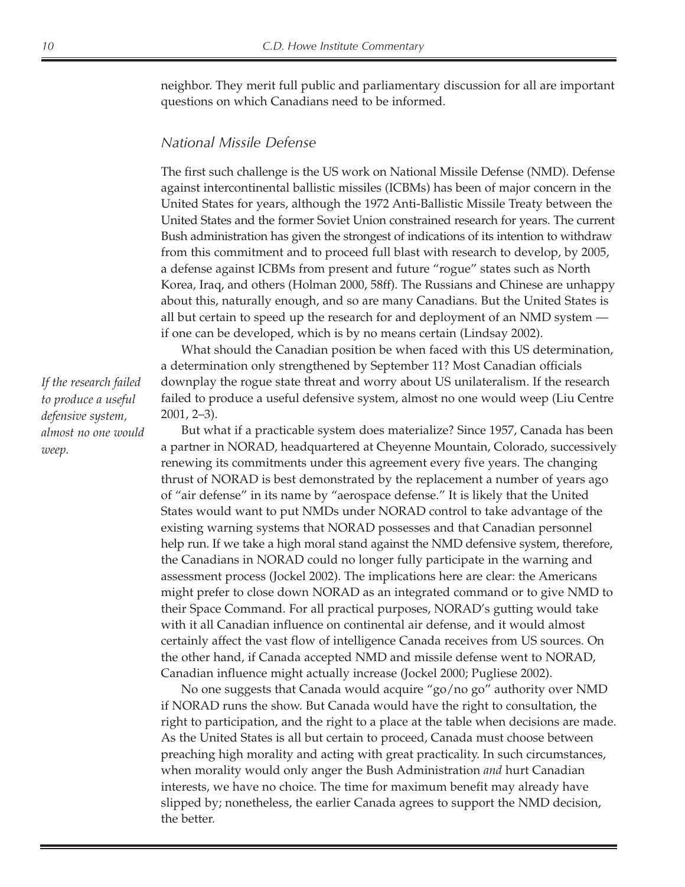neighbor. They merit full public and parliamentary discussion for all are important questions on which Canadians need to be informed.

### *National Missile Defense*

The first such challenge is the US work on National Missile Defense (NMD). Defense against intercontinental ballistic missiles (ICBMs) has been of major concern in the United States for years, although the 1972 Anti-Ballistic Missile Treaty between the United States and the former Soviet Union constrained research for years. The current Bush administration has given the strongest of indications of its intention to withdraw from this commitment and to proceed full blast with research to develop, by 2005, a defense against ICBMs from present and future "rogue" states such as North Korea, Iraq, and others (Holman 2000, 58ff). The Russians and Chinese are unhappy about this, naturally enough, and so are many Canadians. But the United States is all but certain to speed up the research for and deployment of an NMD system — if one can be developed, which is by no means certain (Lindsay 2002).

What should the Canadian position be when faced with this US determination, a determination only strengthened by September 11? Most Canadian officials downplay the rogue state threat and worry about US unilateralism. If the research failed to produce a useful defensive system, almost no one would weep (Liu Centre 2001, 2–3).

*If the research failed to produce a useful defensive system, almost no one would weep.*

But what if a practicable system does materialize? Since 1957, Canada has been a partner in NORAD, headquartered at Cheyenne Mountain, Colorado, successively renewing its commitments under this agreement every five years. The changing thrust of NORAD is best demonstrated by the replacement a number of years ago of "air defense" in its name by "aerospace defense." It is likely that the United States would want to put NMDs under NORAD control to take advantage of the existing warning systems that NORAD possesses and that Canadian personnel help run. If we take a high moral stand against the NMD defensive system, therefore, the Canadians in NORAD could no longer fully participate in the warning and assessment process (Jockel 2002). The implications here are clear: the Americans might prefer to close down NORAD as an integrated command or to give NMD to their Space Command. For all practical purposes, NORAD's gutting would take with it all Canadian influence on continental air defense, and it would almost certainly affect the vast flow of intelligence Canada receives from US sources. On the other hand, if Canada accepted NMD and missile defense went to NORAD, Canadian influence might actually increase (Jockel 2000; Pugliese 2002).

No one suggests that Canada would acquire "go/no go" authority over NMD if NORAD runs the show. But Canada would have the right to consultation, the right to participation, and the right to a place at the table when decisions are made. As the United States is all but certain to proceed, Canada must choose between preaching high morality and acting with great practicality. In such circumstances, when morality would only anger the Bush Administration *and* hurt Canadian interests, we have no choice. The time for maximum benefit may already have slipped by; nonetheless, the earlier Canada agrees to support the NMD decision, the better.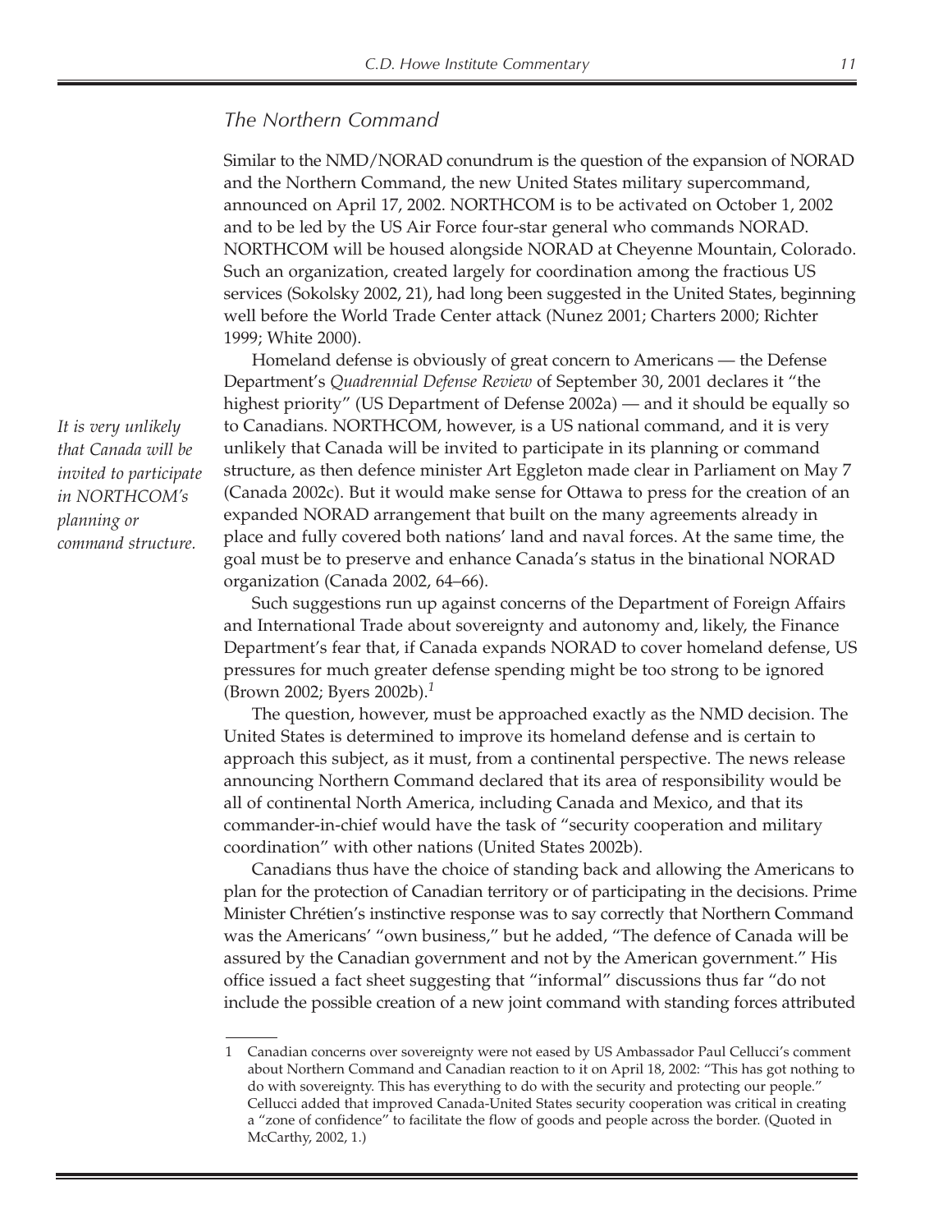### *The Northern Command*

Similar to the NMD/NORAD conundrum is the question of the expansion of NORAD and the Northern Command, the new United States military supercommand, announced on April 17, 2002. NORTHCOM is to be activated on October 1, 2002 and to be led by the US Air Force four-star general who commands NORAD. NORTHCOM will be housed alongside NORAD at Cheyenne Mountain, Colorado. Such an organization, created largely for coordination among the fractious US services (Sokolsky 2002, 21), had long been suggested in the United States, beginning well before the World Trade Center attack (Nunez 2001; Charters 2000; Richter 1999; White 2000).

Homeland defense is obviously of great concern to Americans — the Defense Department's *Quadrennial Defense Review* of September 30, 2001 declares it "the highest priority" (US Department of Defense 2002a) — and it should be equally so to Canadians. NORTHCOM, however, is a US national command, and it is very unlikely that Canada will be invited to participate in its planning or command structure, as then defence minister Art Eggleton made clear in Parliament on May 7 (Canada 2002c). But it would make sense for Ottawa to press for the creation of an expanded NORAD arrangement that built on the many agreements already in place and fully covered both nations' land and naval forces. At the same time, the goal must be to preserve and enhance Canada's status in the binational NORAD organization (Canada 2002, 64–66).

*It is very unlikely that Canada will be invited to participate in NORTHCOM's planning or command structure.*

Such suggestions run up against concerns of the Department of Foreign Affairs and International Trade about sovereignty and autonomy and, likely, the Finance Department's fear that, if Canada expands NORAD to cover homeland defense, US pressures for much greater defense spending might be too strong to be ignored (Brown 2002; Byers 2002b).[1]

The question, however, must be approached exactly as the NMD decision. The United States is determined to improve its homeland defense and is certain to approach this subject, as it must, from a continental perspective. The news release announcing Northern Command declared that its area of responsibility would be all of continental North America, including Canada and Mexico, and that its commander-in-chief would have the task of "security cooperation and military coordination" with other nations (United States 2002b).

Canadians thus have the choice of standing back and allowing the Americans to plan for the protection of Canadian territory or of participating in the decisions. Prime Minister Chrétien's instinctive response was to say correctly that Northern Command was the Americans' "own business," but he added, "The defence of Canada will be assured by the Canadian government and not by the American government." His office issued a fact sheet suggesting that "informal" discussions thus far "do not include the possible creation of a new joint command with standing forces attributed

---

1 Canadian concerns over sovereignty were not eased by US Ambassador Paul Cellucci's comment about Northern Command and Canadian reaction to it on April 18, 2002: "This has got nothing to do with sovereignty. This has everything to do with the security and protecting our people." Cellucci added that improved Canada-United States security cooperation was critical in creating a "zone of confidence" to facilitate the flow of goods and people across the border. (Quoted in McCarthy, 2002, 1.)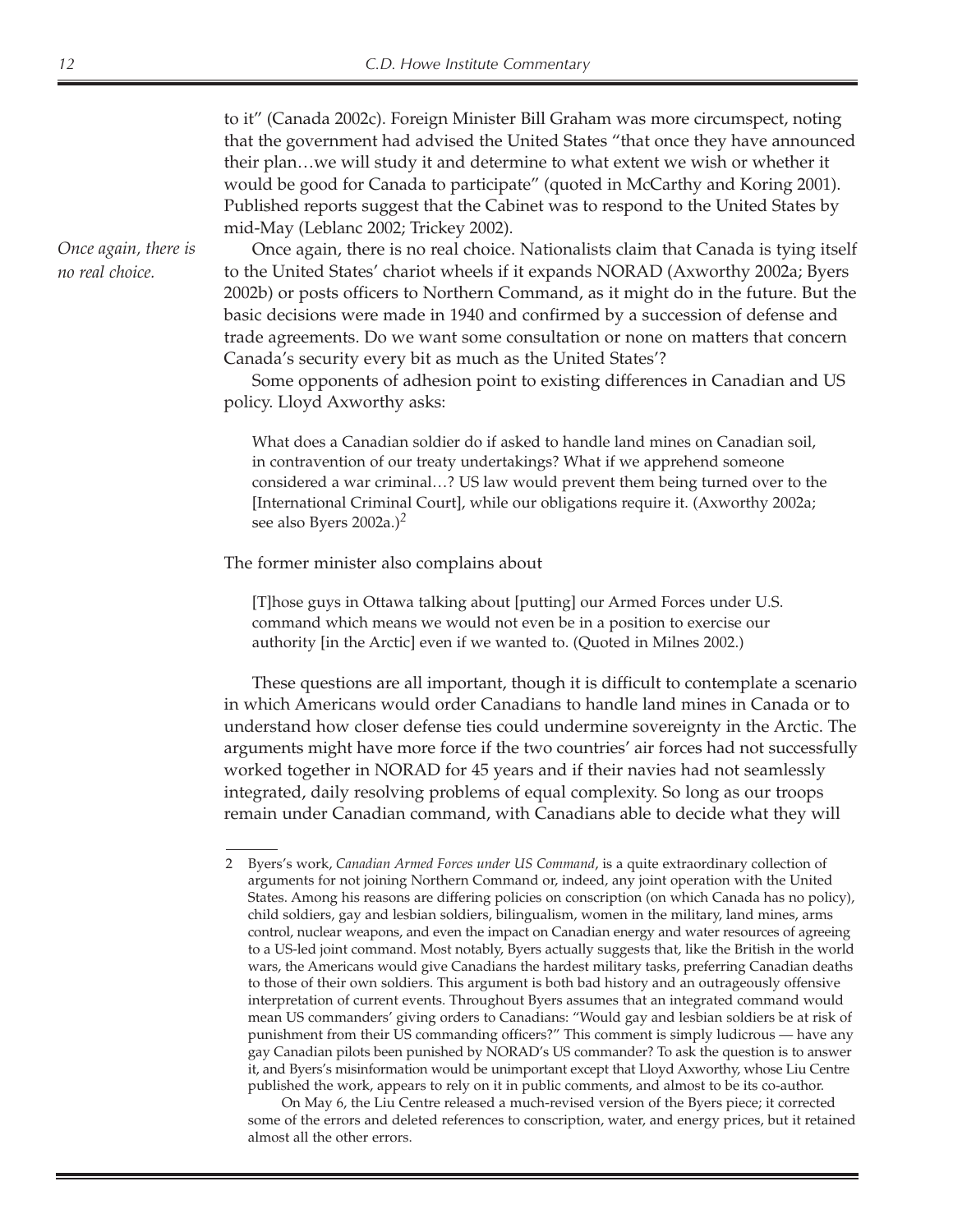to it" (Canada 2002c). Foreign Minister Bill Graham was more circumspect, noting that the government had advised the United States "that once they have announced their plan…we will study it and determine to what extent we wish or whether it would be good for Canada to participate" (quoted in McCarthy and Koring 2001). Published reports suggest that the Cabinet was to respond to the United States by mid-May (Leblanc 2002; Trickey 2002).

*Once again, there is no real choice.*

Once again, there is no real choice. Nationalists claim that Canada is tying itself to the United States' chariot wheels if it expands NORAD (Axworthy 2002a; Byers 2002b) or posts officers to Northern Command, as it might do in the future. But the basic decisions were made in 1940 and confirmed by a succession of defense and trade agreements. Do we want some consultation or none on matters that concern Canada's security every bit as much as the United States'?

Some opponents of adhesion point to existing differences in Canadian and US policy. Lloyd Axworthy asks:

> What does a Canadian soldier do if asked to handle land mines on Canadian soil, in contravention of our treaty undertakings? What if we apprehend someone considered a war criminal…? US law would prevent them being turned over to the [International Criminal Court], while our obligations require it. (Axworthy 2002a; see also Byers 2002a.)[2]

The former minister also complains about

> [T]hose guys in Ottawa talking about [putting] our Armed Forces under U.S. command which means we would not even be in a position to exercise our authority [in the Arctic] even if we wanted to. (Quoted in Milnes 2002.)

These questions are all important, though it is difficult to contemplate a scenario in which Americans would order Canadians to handle land mines in Canada or to understand how closer defense ties could undermine sovereignty in the Arctic. The arguments might have more force if the two countries' air forces had not successfully worked together in NORAD for 45 years and if their navies had not seamlessly integrated, daily resolving problems of equal complexity. So long as our troops remain under Canadian command, with Canadians able to decide what they will

---

2 Byers's work, *Canadian Armed Forces under US Command*, is a quite extraordinary collection of arguments for not joining Northern Command or, indeed, any joint operation with the United States. Among his reasons are differing policies on conscription (on which Canada has no policy), child soldiers, gay and lesbian soldiers, bilingualism, women in the military, land mines, arms control, nuclear weapons, and even the impact on Canadian energy and water resources of agreeing to a US-led joint command. Most notably, Byers actually suggests that, like the British in the world wars, the Americans would give Canadians the hardest military tasks, preferring Canadian deaths to those of their own soldiers. This argument is both bad history and an outrageously offensive interpretation of current events. Throughout Byers assumes that an integrated command would mean US commanders' giving orders to Canadians: "Would gay and lesbian soldiers be at risk of punishment from their US commanding officers?" This comment is simply ludicrous — have any gay Canadian pilots been punished by NORAD's US commander? To ask the question is to answer it, and Byers's misinformation would be unimportant except that Lloyd Axworthy, whose Liu Centre published the work, appears to rely on it in public comments, and almost to be its co-author.

On May 6, the Liu Centre released a much-revised version of the Byers piece; it corrected some of the errors and deleted references to conscription, water, and energy prices, but it retained almost all the other errors.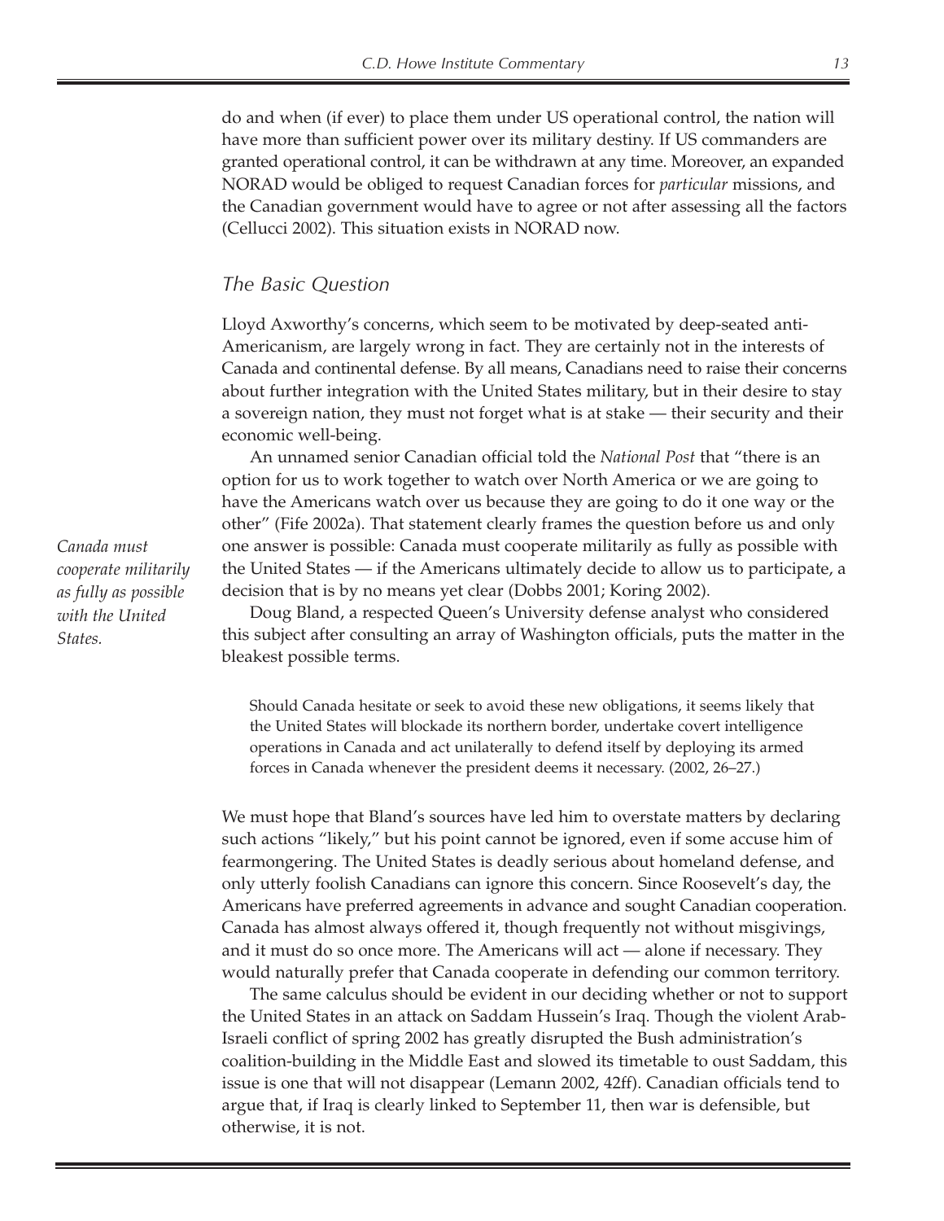do and when (if ever) to place them under US operational control, the nation will have more than sufficient power over its military destiny. If US commanders are granted operational control, it can be withdrawn at any time. Moreover, an expanded NORAD would be obliged to request Canadian forces for *particular* missions, and the Canadian government would have to agree or not after assessing all the factors (Cellucci 2002). This situation exists in NORAD now.

## *The Basic Question*

Lloyd Axworthy's concerns, which seem to be motivated by deep-seated anti-Americanism, are largely wrong in fact. They are certainly not in the interests of Canada and continental defense. By all means, Canadians need to raise their concerns about further integration with the United States military, but in their desire to stay a sovereign nation, they must not forget what is at stake — their security and their economic well-being.

An unnamed senior Canadian official told the *National Post* that "there is an option for us to work together to watch over North America or we are going to have the Americans watch over us because they are going to do it one way or the other" (Fife 2002a). That statement clearly frames the question before us and only one answer is possible: Canada must cooperate militarily as fully as possible with the United States — if the Americans ultimately decide to allow us to participate, a decision that is by no means yet clear (Dobbs 2001; Koring 2002).

*Canada must cooperate militarily as fully as possible with the United States.*

Doug Bland, a respected Queen's University defense analyst who considered this subject after consulting an array of Washington officials, puts the matter in the bleakest possible terms.

> Should Canada hesitate or seek to avoid these new obligations, it seems likely that the United States will blockade its northern border, undertake covert intelligence operations in Canada and act unilaterally to defend itself by deploying its armed forces in Canada whenever the president deems it necessary. (2002, 26–27.)

We must hope that Bland's sources have led him to overstate matters by declaring such actions "likely," but his point cannot be ignored, even if some accuse him of fearmongering. The United States is deadly serious about homeland defense, and only utterly foolish Canadians can ignore this concern. Since Roosevelt's day, the Americans have preferred agreements in advance and sought Canadian cooperation. Canada has almost always offered it, though frequently not without misgivings, and it must do so once more. The Americans will act — alone if necessary. They would naturally prefer that Canada cooperate in defending our common territory.

The same calculus should be evident in our deciding whether or not to support the United States in an attack on Saddam Hussein's Iraq. Though the violent Arab-Israeli conflict of spring 2002 has greatly disrupted the Bush administration's coalition-building in the Middle East and slowed its timetable to oust Saddam, this issue is one that will not disappear (Lemann 2002, 42ff). Canadian officials tend to argue that, if Iraq is clearly linked to September 11, then war is defensible, but otherwise, it is not.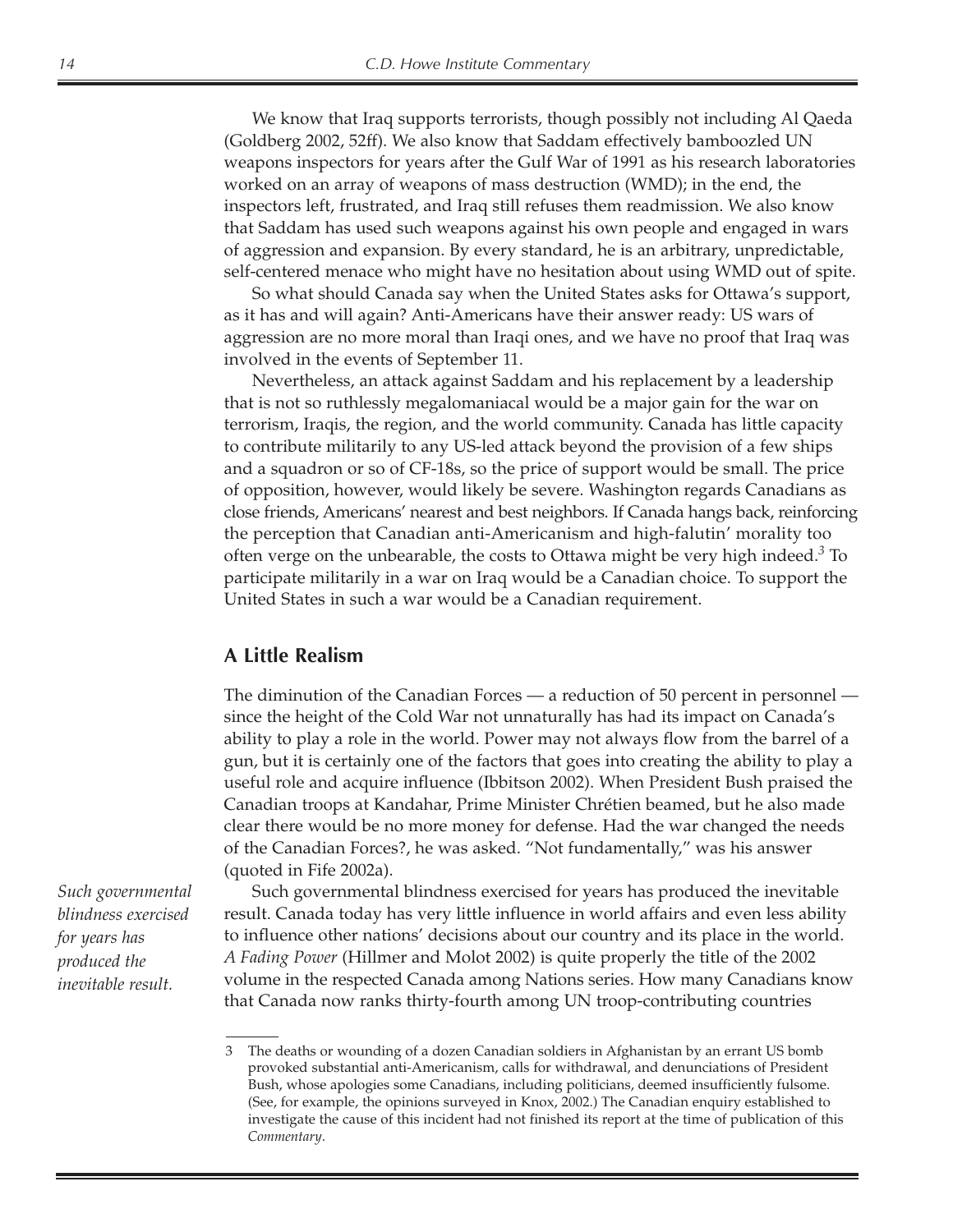We know that Iraq supports terrorists, though possibly not including Al Qaeda (Goldberg 2002, 52ff). We also know that Saddam effectively bamboozled UN weapons inspectors for years after the Gulf War of 1991 as his research laboratories worked on an array of weapons of mass destruction (WMD); in the end, the inspectors left, frustrated, and Iraq still refuses them readmission. We also know that Saddam has used such weapons against his own people and engaged in wars of aggression and expansion. By every standard, he is an arbitrary, unpredictable, self-centered menace who might have no hesitation about using WMD out of spite.

So what should Canada say when the United States asks for Ottawa's support, as it has and will again? Anti-Americans have their answer ready: US wars of aggression are no more moral than Iraqi ones, and we have no proof that Iraq was involved in the events of September 11.

Nevertheless, an attack against Saddam and his replacement by a leadership that is not so ruthlessly megalomaniacal would be a major gain for the war on terrorism, Iraqis, the region, and the world community. Canada has little capacity to contribute militarily to any US-led attack beyond the provision of a few ships and a squadron or so of CF-18s, so the price of support would be small. The price of opposition, however, would likely be severe. Washington regards Canadians as close friends, Americans' nearest and best neighbors. If Canada hangs back, reinforcing the perception that Canadian anti-Americanism and high-falutin' morality too often verge on the unbearable, the costs to Ottawa might be very high indeed.[3] To participate militarily in a war on Iraq would be a Canadian choice. To support the United States in such a war would be a Canadian requirement.

## A Little Realism

The diminution of the Canadian Forces — a reduction of 50 percent in personnel — since the height of the Cold War not unnaturally has had its impact on Canada's ability to play a role in the world. Power may not always flow from the barrel of a gun, but it is certainly one of the factors that goes into creating the ability to play a useful role and acquire influence (Ibbitson 2002). When President Bush praised the Canadian troops at Kandahar, Prime Minister Chrétien beamed, but he also made clear there would be no more money for defense. Had the war changed the needs of the Canadian Forces?, he was asked. "Not fundamentally," was his answer (quoted in Fife 2002a).

*Such governmental blindness exercised for years has produced the inevitable result.*

Such governmental blindness exercised for years has produced the inevitable result. Canada today has very little influence in world affairs and even less ability to influence other nations' decisions about our country and its place in the world. *A Fading Power* (Hillmer and Molot 2002) is quite properly the title of the 2002 volume in the respected Canada among Nations series. How many Canadians know that Canada now ranks thirty-fourth among UN troop-contributing countries

3 The deaths or wounding of a dozen Canadian soldiers in Afghanistan by an errant US bomb provoked substantial anti-Americanism, calls for withdrawal, and denunciations of President Bush, whose apologies some Canadians, including politicians, deemed insufficiently fulsome. (See, for example, the opinions surveyed in Knox, 2002.) The Canadian enquiry established to investigate the cause of this incident had not finished its report at the time of publication of this *Commentary*.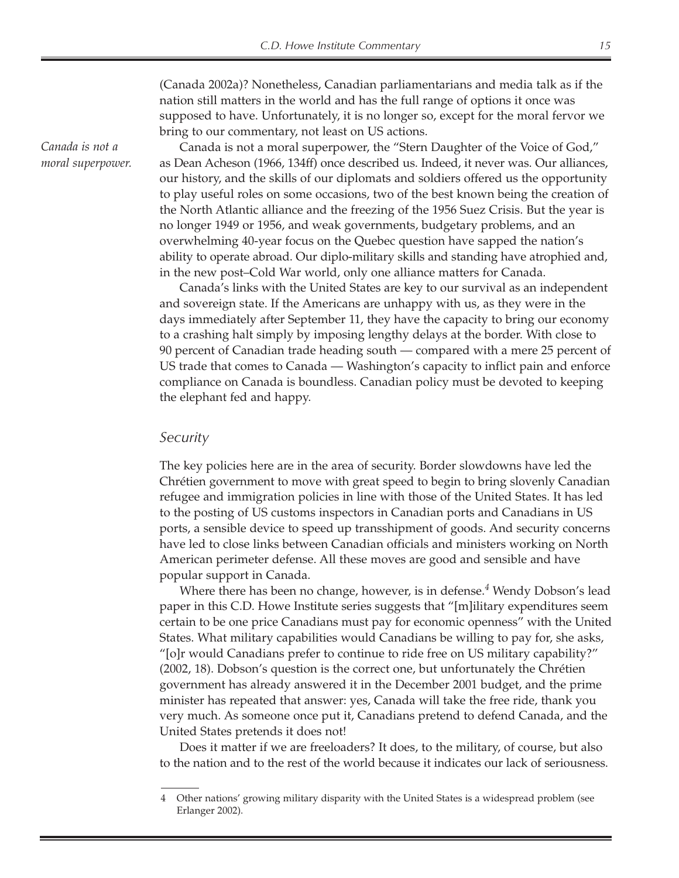(Canada 2002a)? Nonetheless, Canadian parliamentarians and media talk as if the nation still matters in the world and has the full range of options it once was supposed to have. Unfortunately, it is no longer so, except for the moral fervor we bring to our commentary, not least on US actions.

*Canada is not a moral superpower.*

Canada is not a moral superpower, the "Stern Daughter of the Voice of God," as Dean Acheson (1966, 134ff) once described us. Indeed, it never was. Our alliances, our history, and the skills of our diplomats and soldiers offered us the opportunity to play useful roles on some occasions, two of the best known being the creation of the North Atlantic alliance and the freezing of the 1956 Suez Crisis. But the year is no longer 1949 or 1956, and weak governments, budgetary problems, and an overwhelming 40-year focus on the Quebec question have sapped the nation's ability to operate abroad. Our diplo-military skills and standing have atrophied and, in the new post–Cold War world, only one alliance matters for Canada.

Canada's links with the United States are key to our survival as an independent and sovereign state. If the Americans are unhappy with us, as they were in the days immediately after September 11, they have the capacity to bring our economy to a crashing halt simply by imposing lengthy delays at the border. With close to 90 percent of Canadian trade heading south — compared with a mere 25 percent of US trade that comes to Canada — Washington's capacity to inflict pain and enforce compliance on Canada is boundless. Canadian policy must be devoted to keeping the elephant fed and happy.

## *Security*

The key policies here are in the area of security. Border slowdowns have led the Chrétien government to move with great speed to begin to bring slovenly Canadian refugee and immigration policies in line with those of the United States. It has led to the posting of US customs inspectors in Canadian ports and Canadians in US ports, a sensible device to speed up transshipment of goods. And security concerns have led to close links between Canadian officials and ministers working on North American perimeter defense. All these moves are good and sensible and have popular support in Canada.

Where there has been no change, however, is in defense.[4] Wendy Dobson's lead paper in this C.D. Howe Institute series suggests that "[m]ilitary expenditures seem certain to be one price Canadians must pay for economic openness" with the United States. What military capabilities would Canadians be willing to pay for, she asks, "[o]r would Canadians prefer to continue to ride free on US military capability?" (2002, 18). Dobson's question is the correct one, but unfortunately the Chrétien government has already answered it in the December 2001 budget, and the prime minister has repeated that answer: yes, Canada will take the free ride, thank you very much. As someone once put it, Canadians pretend to defend Canada, and the United States pretends it does not!

Does it matter if we are freeloaders? It does, to the military, of course, but also to the nation and to the rest of the world because it indicates our lack of seriousness.

---

4 Other nations' growing military disparity with the United States is a widespread problem (see Erlanger 2002).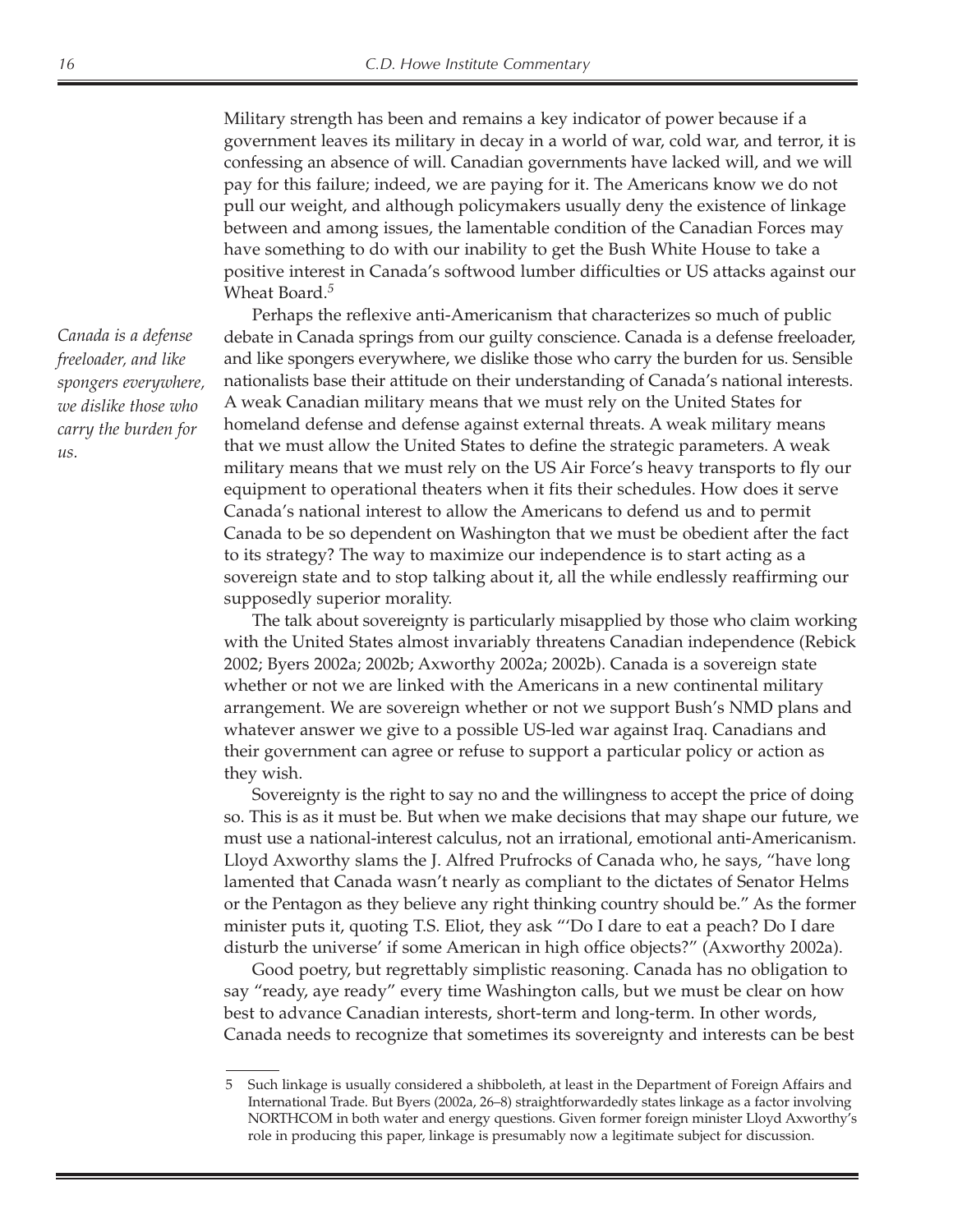Military strength has been and remains a key indicator of power because if a government leaves its military in decay in a world of war, cold war, and terror, it is confessing an absence of will. Canadian governments have lacked will, and we will pay for this failure; indeed, we are paying for it. The Americans know we do not pull our weight, and although policymakers usually deny the existence of linkage between and among issues, the lamentable condition of the Canadian Forces may have something to do with our inability to get the Bush White House to take a positive interest in Canada's softwood lumber difficulties or US attacks against our Wheat Board.[5]

*Canada is a defense freeloader, and like spongers everywhere, we dislike those who carry the burden for us.*

Perhaps the reflexive anti-Americanism that characterizes so much of public debate in Canada springs from our guilty conscience. Canada is a defense freeloader, and like spongers everywhere, we dislike those who carry the burden for us. Sensible nationalists base their attitude on their understanding of Canada's national interests. A weak Canadian military means that we must rely on the United States for homeland defense and defense against external threats. A weak military means that we must allow the United States to define the strategic parameters. A weak military means that we must rely on the US Air Force's heavy transports to fly our equipment to operational theaters when it fits their schedules. How does it serve Canada's national interest to allow the Americans to defend us and to permit Canada to be so dependent on Washington that we must be obedient after the fact to its strategy? The way to maximize our independence is to start acting as a sovereign state and to stop talking about it, all the while endlessly reaffirming our supposedly superior morality.

The talk about sovereignty is particularly misapplied by those who claim working with the United States almost invariably threatens Canadian independence (Rebick 2002; Byers 2002a; 2002b; Axworthy 2002a; 2002b). Canada is a sovereign state whether or not we are linked with the Americans in a new continental military arrangement. We are sovereign whether or not we support Bush's NMD plans and whatever answer we give to a possible US-led war against Iraq. Canadians and their government can agree or refuse to support a particular policy or action as they wish.

Sovereignty is the right to say no and the willingness to accept the price of doing so. This is as it must be. But when we make decisions that may shape our future, we must use a national-interest calculus, not an irrational, emotional anti-Americanism. Lloyd Axworthy slams the J. Alfred Prufrocks of Canada who, he says, "have long lamented that Canada wasn't nearly as compliant to the dictates of Senator Helms or the Pentagon as they believe any right thinking country should be." As the former minister puts it, quoting T.S. Eliot, they ask "'Do I dare to eat a peach? Do I dare disturb the universe' if some American in high office objects?" (Axworthy 2002a).

Good poetry, but regrettably simplistic reasoning. Canada has no obligation to say "ready, aye ready" every time Washington calls, but we must be clear on how best to advance Canadian interests, short-term and long-term. In other words, Canada needs to recognize that sometimes its sovereignty and interests can be best

---

5 Such linkage is usually considered a shibboleth, at least in the Department of Foreign Affairs and International Trade. But Byers (2002a, 26–8) straightforwardedly states linkage as a factor involving NORTHCOM in both water and energy questions. Given former foreign minister Lloyd Axworthy's role in producing this paper, linkage is presumably now a legitimate subject for discussion.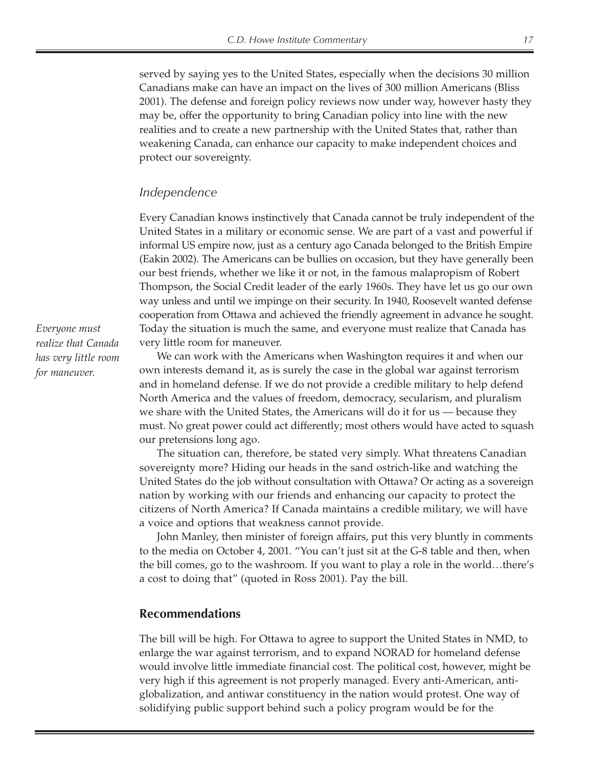served by saying yes to the United States, especially when the decisions 30 million Canadians make can have an impact on the lives of 300 million Americans (Bliss 2001). The defense and foreign policy reviews now under way, however hasty they may be, offer the opportunity to bring Canadian policy into line with the new realities and to create a new partnership with the United States that, rather than weakening Canada, can enhance our capacity to make independent choices and protect our sovereignty.

### *Independence*

Every Canadian knows instinctively that Canada cannot be truly independent of the United States in a military or economic sense. We are part of a vast and powerful if informal US empire now, just as a century ago Canada belonged to the British Empire (Eakin 2002). The Americans can be bullies on occasion, but they have generally been our best friends, whether we like it or not, in the famous malapropism of Robert Thompson, the Social Credit leader of the early 1960s. They have let us go our own way unless and until we impinge on their security. In 1940, Roosevelt wanted defense cooperation from Ottawa and achieved the friendly agreement in advance he sought. Today the situation is much the same, and everyone must realize that Canada has very little room for maneuver.

*Everyone must realize that Canada has very little room for maneuver.*

We can work with the Americans when Washington requires it and when our own interests demand it, as is surely the case in the global war against terrorism and in homeland defense. If we do not provide a credible military to help defend North America and the values of freedom, democracy, secularism, and pluralism we share with the United States, the Americans will do it for us — because they must. No great power could act differently; most others would have acted to squash our pretensions long ago.

The situation can, therefore, be stated very simply. What threatens Canadian sovereignty more? Hiding our heads in the sand ostrich-like and watching the United States do the job without consultation with Ottawa? Or acting as a sovereign nation by working with our friends and enhancing our capacity to protect the citizens of North America? If Canada maintains a credible military, we will have a voice and options that weakness cannot provide.

John Manley, then minister of foreign affairs, put this very bluntly in comments to the media on October 4, 2001. "You can't just sit at the G-8 table and then, when the bill comes, go to the washroom. If you want to play a role in the world…there's a cost to doing that" (quoted in Ross 2001). Pay the bill.

## Recommendations

The bill will be high. For Ottawa to agree to support the United States in NMD, to enlarge the war against terrorism, and to expand NORAD for homeland defense would involve little immediate financial cost. The political cost, however, might be very high if this agreement is not properly managed. Every anti-American, anti-globalization, and antiwar constituency in the nation would protest. One way of solidifying public support behind such a policy program would be for the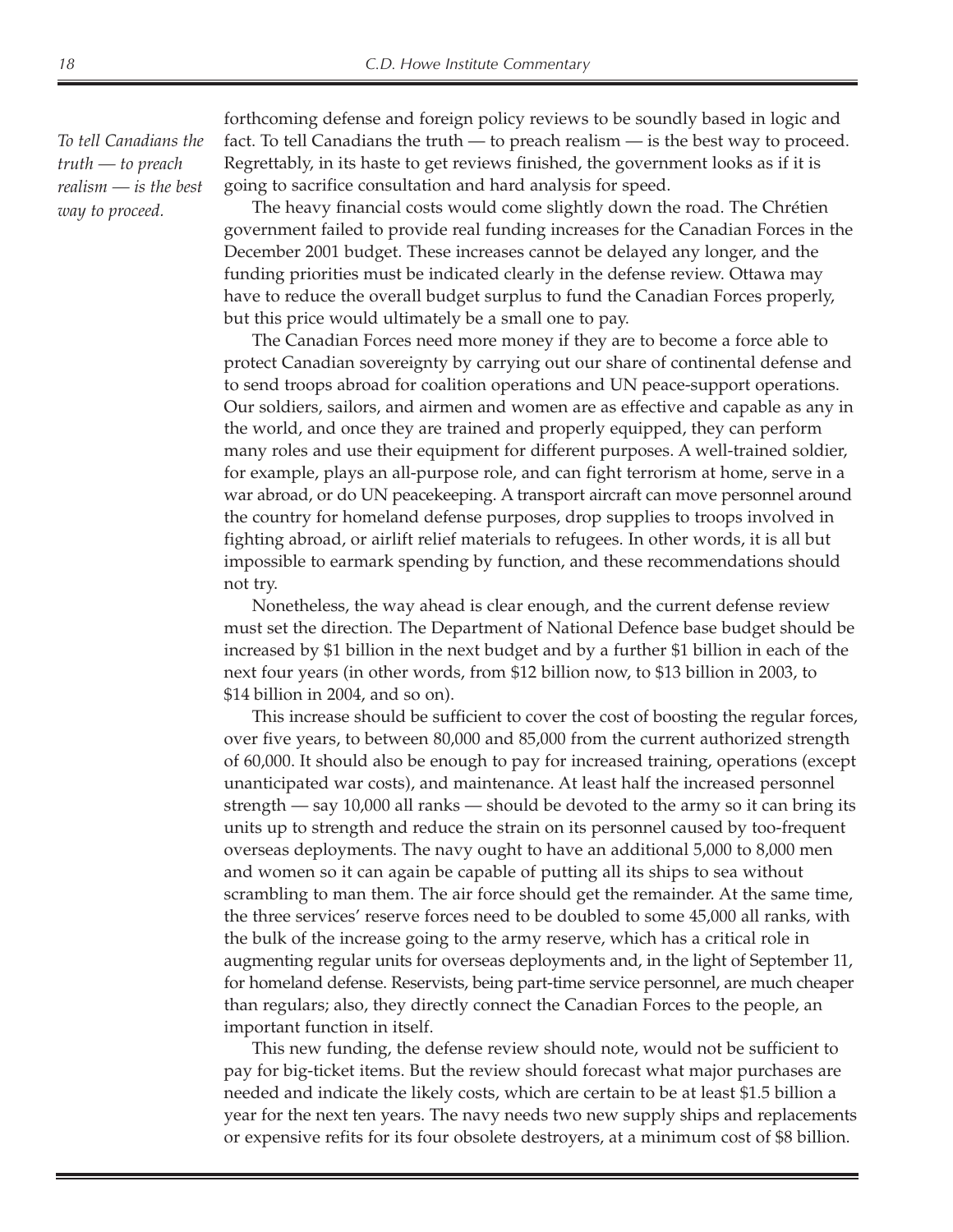*To tell Canadians the truth — to preach realism — is the best way to proceed.*

forthcoming defense and foreign policy reviews to be soundly based in logic and fact. To tell Canadians the truth — to preach realism — is the best way to proceed. Regrettably, in its haste to get reviews finished, the government looks as if it is going to sacrifice consultation and hard analysis for speed.

The heavy financial costs would come slightly down the road. The Chrétien government failed to provide real funding increases for the Canadian Forces in the December 2001 budget. These increases cannot be delayed any longer, and the funding priorities must be indicated clearly in the defense review. Ottawa may have to reduce the overall budget surplus to fund the Canadian Forces properly, but this price would ultimately be a small one to pay.

The Canadian Forces need more money if they are to become a force able to protect Canadian sovereignty by carrying out our share of continental defense and to send troops abroad for coalition operations and UN peace-support operations. Our soldiers, sailors, and airmen and women are as effective and capable as any in the world, and once they are trained and properly equipped, they can perform many roles and use their equipment for different purposes. A well-trained soldier, for example, plays an all-purpose role, and can fight terrorism at home, serve in a war abroad, or do UN peacekeeping. A transport aircraft can move personnel around the country for homeland defense purposes, drop supplies to troops involved in fighting abroad, or airlift relief materials to refugees. In other words, it is all but impossible to earmark spending by function, and these recommendations should not try.

Nonetheless, the way ahead is clear enough, and the current defense review must set the direction. The Department of National Defence base budget should be increased by $1 billion in the next budget and by a further $1 billion in each of the next four years (in other words, from $12 billion now, to $13 billion in 2003, to $14 billion in 2004, and so on).

This increase should be sufficient to cover the cost of boosting the regular forces, over five years, to between 80,000 and 85,000 from the current authorized strength of 60,000. It should also be enough to pay for increased training, operations (except unanticipated war costs), and maintenance. At least half the increased personnel strength — say 10,000 all ranks — should be devoted to the army so it can bring its units up to strength and reduce the strain on its personnel caused by too-frequent overseas deployments. The navy ought to have an additional 5,000 to 8,000 men and women so it can again be capable of putting all its ships to sea without scrambling to man them. The air force should get the remainder. At the same time, the three services' reserve forces need to be doubled to some 45,000 all ranks, with the bulk of the increase going to the army reserve, which has a critical role in augmenting regular units for overseas deployments and, in the light of September 11, for homeland defense. Reservists, being part-time service personnel, are much cheaper than regulars; also, they directly connect the Canadian Forces to the people, an important function in itself.

This new funding, the defense review should note, would not be sufficient to pay for big-ticket items. But the review should forecast what major purchases are needed and indicate the likely costs, which are certain to be at least $1.5 billion a year for the next ten years. The navy needs two new supply ships and replacements or expensive refits for its four obsolete destroyers, at a minimum cost of $8 billion.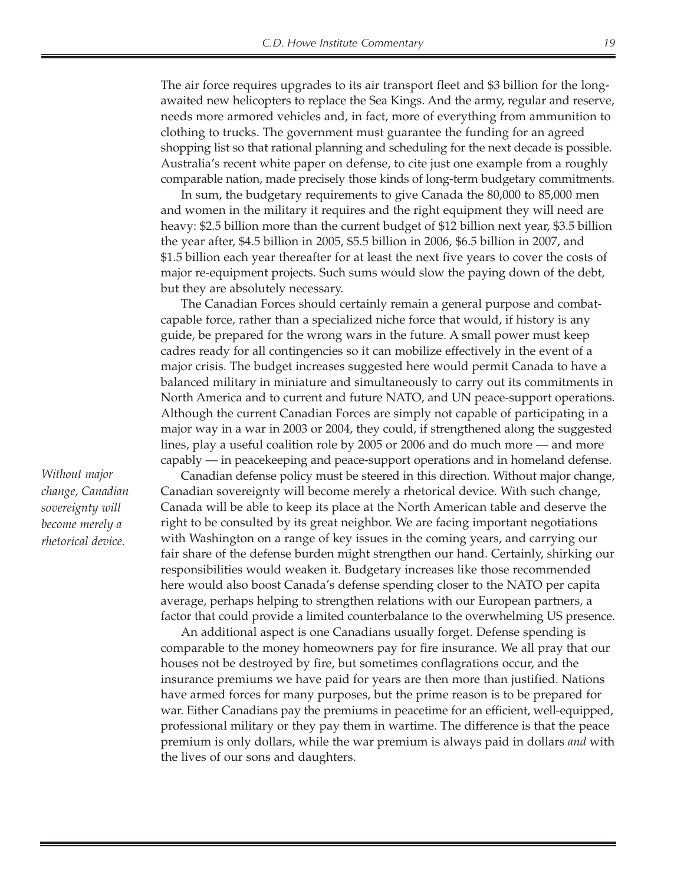The air force requires upgrades to its air transport fleet and $3 billion for the long-awaited new helicopters to replace the Sea Kings. And the army, regular and reserve, needs more armored vehicles and, in fact, more of everything from ammunition to clothing to trucks. The government must guarantee the funding for an agreed shopping list so that rational planning and scheduling for the next decade is possible. Australia's recent white paper on defense, to cite just one example from a roughly comparable nation, made precisely those kinds of long-term budgetary commitments.

In sum, the budgetary requirements to give Canada the 80,000 to 85,000 men and women in the military it requires and the right equipment they will need are heavy: $2.5 billion more than the current budget of $12 billion next year, $3.5 billion the year after, $4.5 billion in 2005, $5.5 billion in 2006, $6.5 billion in 2007, and $1.5 billion each year thereafter for at least the next five years to cover the costs of major re-equipment projects. Such sums would slow the paying down of the debt, but they are absolutely necessary.

The Canadian Forces should certainly remain a general purpose and combat-capable force, rather than a specialized niche force that would, if history is any guide, be prepared for the wrong wars in the future. A small power must keep cadres ready for all contingencies so it can mobilize effectively in the event of a major crisis. The budget increases suggested here would permit Canada to have a balanced military in miniature and simultaneously to carry out its commitments in North America and to current and future NATO, and UN peace-support operations. Although the current Canadian Forces are simply not capable of participating in a major way in a war in 2003 or 2004, they could, if strengthened along the suggested lines, play a useful coalition role by 2005 or 2006 and do much more — and more capably — in peacekeeping and peace-support operations and in homeland defense.

*Without major change, Canadian sovereignty will become merely a rhetorical device.*

Canadian defense policy must be steered in this direction. Without major change, Canadian sovereignty will become merely a rhetorical device. With such change, Canada will be able to keep its place at the North American table and deserve the right to be consulted by its great neighbor. We are facing important negotiations with Washington on a range of key issues in the coming years, and carrying our fair share of the defense burden might strengthen our hand. Certainly, shirking our responsibilities would weaken it. Budgetary increases like those recommended here would also boost Canada's defense spending closer to the NATO per capita average, perhaps helping to strengthen relations with our European partners, a factor that could provide a limited counterbalance to the overwhelming US presence.

An additional aspect is one Canadians usually forget. Defense spending is comparable to the money homeowners pay for fire insurance. We all pray that our houses not be destroyed by fire, but sometimes conflagrations occur, and the insurance premiums we have paid for years are then more than justified. Nations have armed forces for many purposes, but the prime reason is to be prepared for war. Either Canadians pay the premiums in peacetime for an efficient, well-equipped, professional military or they pay them in wartime. The difference is that the peace premium is only dollars, while the war premium is always paid in dollars *and* with the lives of our sons and daughters.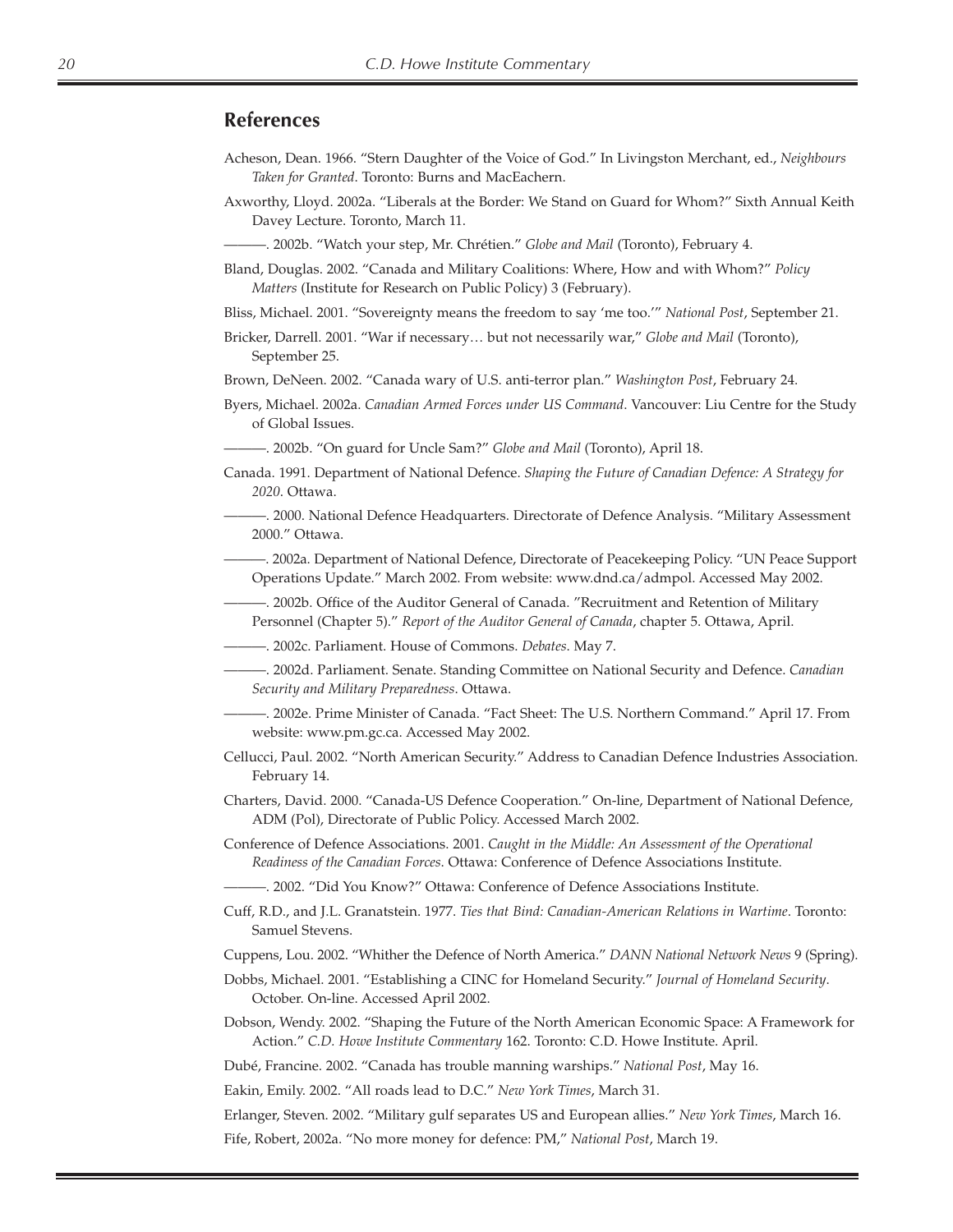## References

Acheson, Dean. 1966. "Stern Daughter of the Voice of God." In Livingston Merchant, ed., *Neighbours Taken for Granted.* Toronto: Burns and MacEachern.

Axworthy, Lloyd. 2002a. "Liberals at the Border: We Stand on Guard for Whom?" Sixth Annual Keith Davey Lecture. Toronto, March 11.

———. 2002b. "Watch your step, Mr. Chrétien." *Globe and Mail* (Toronto), February 4.

Bland, Douglas. 2002. "Canada and Military Coalitions: Where, How and with Whom?" *Policy Matters* (Institute for Research on Public Policy) 3 (February).

Bliss, Michael. 2001. "Sovereignty means the freedom to say 'me too.'" *National Post*, September 21.

Bricker, Darrell. 2001. "War if necessary… but not necessarily war," *Globe and Mail* (Toronto), September 25.

Brown, DeNeen. 2002. "Canada wary of U.S. anti-terror plan." *Washington Post*, February 24.

Byers, Michael. 2002a. *Canadian Armed Forces under US Command*. Vancouver: Liu Centre for the Study of Global Issues.

———. 2002b. "On guard for Uncle Sam?" *Globe and Mail* (Toronto), April 18.

Canada. 1991. Department of National Defence. *Shaping the Future of Canadian Defence: A Strategy for 2020*. Ottawa.

———. 2000. National Defence Headquarters. Directorate of Defence Analysis. "Military Assessment 2000." Ottawa.

———. 2002a. Department of National Defence, Directorate of Peacekeeping Policy. "UN Peace Support Operations Update." March 2002. From website: www.dnd.ca/admpol. Accessed May 2002.

———. 2002b. Office of the Auditor General of Canada. "Recruitment and Retention of Military Personnel (Chapter 5)." *Report of the Auditor General of Canada*, chapter 5. Ottawa, April.

———. 2002c. Parliament. House of Commons. *Debates*. May 7.

———. 2002d. Parliament. Senate. Standing Committee on National Security and Defence. *Canadian Security and Military Preparedness*. Ottawa.

———. 2002e. Prime Minister of Canada. "Fact Sheet: The U.S. Northern Command." April 17. From website: www.pm.gc.ca. Accessed May 2002.

Cellucci, Paul. 2002. "North American Security." Address to Canadian Defence Industries Association. February 14.

Charters, David. 2000. "Canada-US Defence Cooperation." On-line, Department of National Defence, ADM (Pol), Directorate of Public Policy. Accessed March 2002.

Conference of Defence Associations. 2001. *Caught in the Middle: An Assessment of the Operational Readiness of the Canadian Forces*. Ottawa: Conference of Defence Associations Institute.

———. 2002. "Did You Know?" Ottawa: Conference of Defence Associations Institute.

Cuff, R.D., and J.L. Granatstein. 1977. *Ties that Bind: Canadian-American Relations in Wartime*. Toronto: Samuel Stevens.

Cuppens, Lou. 2002. "Whither the Defence of North America." *DANN National Network News* 9 (Spring).

Dobbs, Michael. 2001. "Establishing a CINC for Homeland Security." *Journal of Homeland Security*. October. On-line. Accessed April 2002.

Dobson, Wendy. 2002. "Shaping the Future of the North American Economic Space: A Framework for Action." *C.D. Howe Institute Commentary* 162. Toronto: C.D. Howe Institute. April.

Dubé, Francine. 2002. "Canada has trouble manning warships." *National Post*, May 16.

Eakin, Emily. 2002. "All roads lead to D.C." *New York Times*, March 31.

Erlanger, Steven. 2002. "Military gulf separates US and European allies." *New York Times*, March 16.

Fife, Robert, 2002a. "No more money for defence: PM," *National Post*, March 19.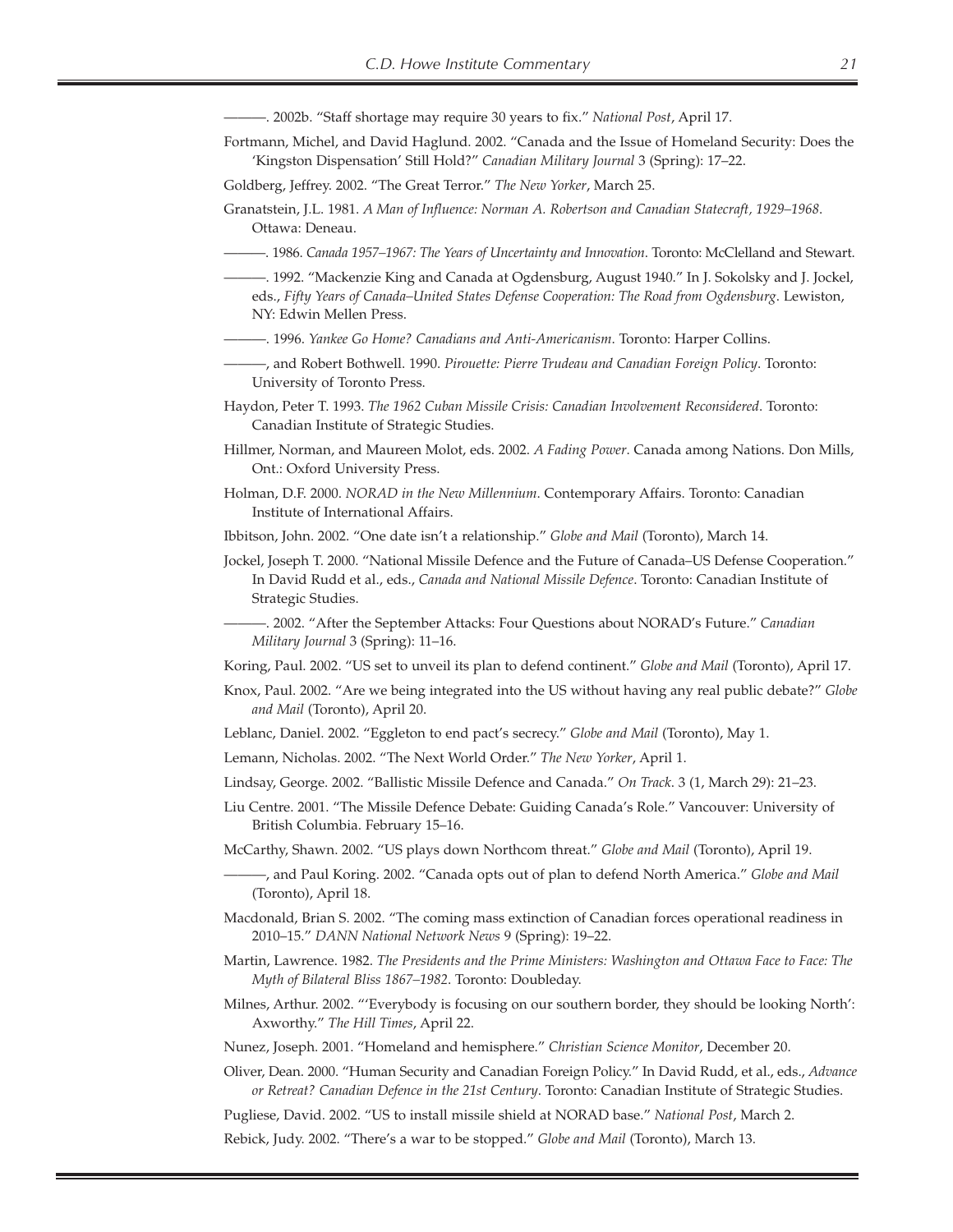———. 2002b. “Staff shortage may require 30 years to fix.” *National Post*, April 17.

Fortmann, Michel, and David Haglund. 2002. “Canada and the Issue of Homeland Security: Does the ‘Kingston Dispensation’ Still Hold?” *Canadian Military Journal* 3 (Spring): 17–22.

Goldberg, Jeffrey. 2002. “The Great Terror.” *The New Yorker*, March 25.

Granatstein, J.L. 1981. *A Man of Influence: Norman A. Robertson and Canadian Statecraft, 1929–1968*. Ottawa: Deneau.

———. 1986. *Canada 1957–1967: The Years of Uncertainty and Innovation*. Toronto: McClelland and Stewart.

———. 1992. “Mackenzie King and Canada at Ogdensburg, August 1940.” In J. Sokolsky and J. Jockel, eds., *Fifty Years of Canada–United States Defense Cooperation: The Road from Ogdensburg*. Lewiston, NY: Edwin Mellen Press.

———. 1996. *Yankee Go Home? Canadians and Anti-Americanism*. Toronto: Harper Collins.

———, and Robert Bothwell. 1990. *Pirouette: Pierre Trudeau and Canadian Foreign Policy*. Toronto: University of Toronto Press.

Haydon, Peter T. 1993. *The 1962 Cuban Missile Crisis: Canadian Involvement Reconsidered*. Toronto: Canadian Institute of Strategic Studies.

Hillmer, Norman, and Maureen Molot, eds. 2002. *A Fading Power*. Canada among Nations. Don Mills, Ont.: Oxford University Press.

Holman, D.F. 2000. *NORAD in the New Millennium*. Contemporary Affairs. Toronto: Canadian Institute of International Affairs.

Ibbitson, John. 2002. “One date isn’t a relationship.” *Globe and Mail* (Toronto), March 14.

Jockel, Joseph T. 2000. “National Missile Defence and the Future of Canada–US Defense Cooperation.” In David Rudd et al., eds., *Canada and National Missile Defence*. Toronto: Canadian Institute of Strategic Studies.

———. 2002. “After the September Attacks: Four Questions about NORAD’s Future.” *Canadian Military Journal* 3 (Spring): 11–16.

Koring, Paul. 2002. “US set to unveil its plan to defend continent.” *Globe and Mail* (Toronto), April 17.

Knox, Paul. 2002. “Are we being integrated into the US without having any real public debate?” *Globe and Mail* (Toronto), April 20.

Leblanc, Daniel. 2002. “Eggleton to end pact’s secrecy.” *Globe and Mail* (Toronto), May 1.

Lemann, Nicholas. 2002. “The Next World Order.” *The New Yorker*, April 1.

Lindsay, George. 2002. “Ballistic Missile Defence and Canada.” *On Track*. 3 (1, March 29): 21–23.

Liu Centre. 2001. “The Missile Defence Debate: Guiding Canada’s Role.” Vancouver: University of British Columbia. February 15–16.

McCarthy, Shawn. 2002. “US plays down Northcom threat.” *Globe and Mail* (Toronto), April 19.

———, and Paul Koring. 2002. “Canada opts out of plan to defend North America.” *Globe and Mail* (Toronto), April 18.

Macdonald, Brian S. 2002. “The coming mass extinction of Canadian forces operational readiness in 2010–15.” *DANN National Network News* 9 (Spring): 19–22.

Martin, Lawrence. 1982. *The Presidents and the Prime Ministers: Washington and Ottawa Face to Face: The Myth of Bilateral Bliss 1867–1982*. Toronto: Doubleday.

Milnes, Arthur. 2002. “‘Everybody is focusing on our southern border, they should be looking North’: Axworthy.” *The Hill Times*, April 22.

Nunez, Joseph. 2001. “Homeland and hemisphere.” *Christian Science Monitor*, December 20.

Oliver, Dean. 2000. “Human Security and Canadian Foreign Policy.” In David Rudd, et al., eds., *Advance or Retreat? Canadian Defence in the 21st Century*. Toronto: Canadian Institute of Strategic Studies.

Pugliese, David. 2002. “US to install missile shield at NORAD base.” *National Post*, March 2.

Rebick, Judy. 2002. “There’s a war to be stopped.” *Globe and Mail* (Toronto), March 13.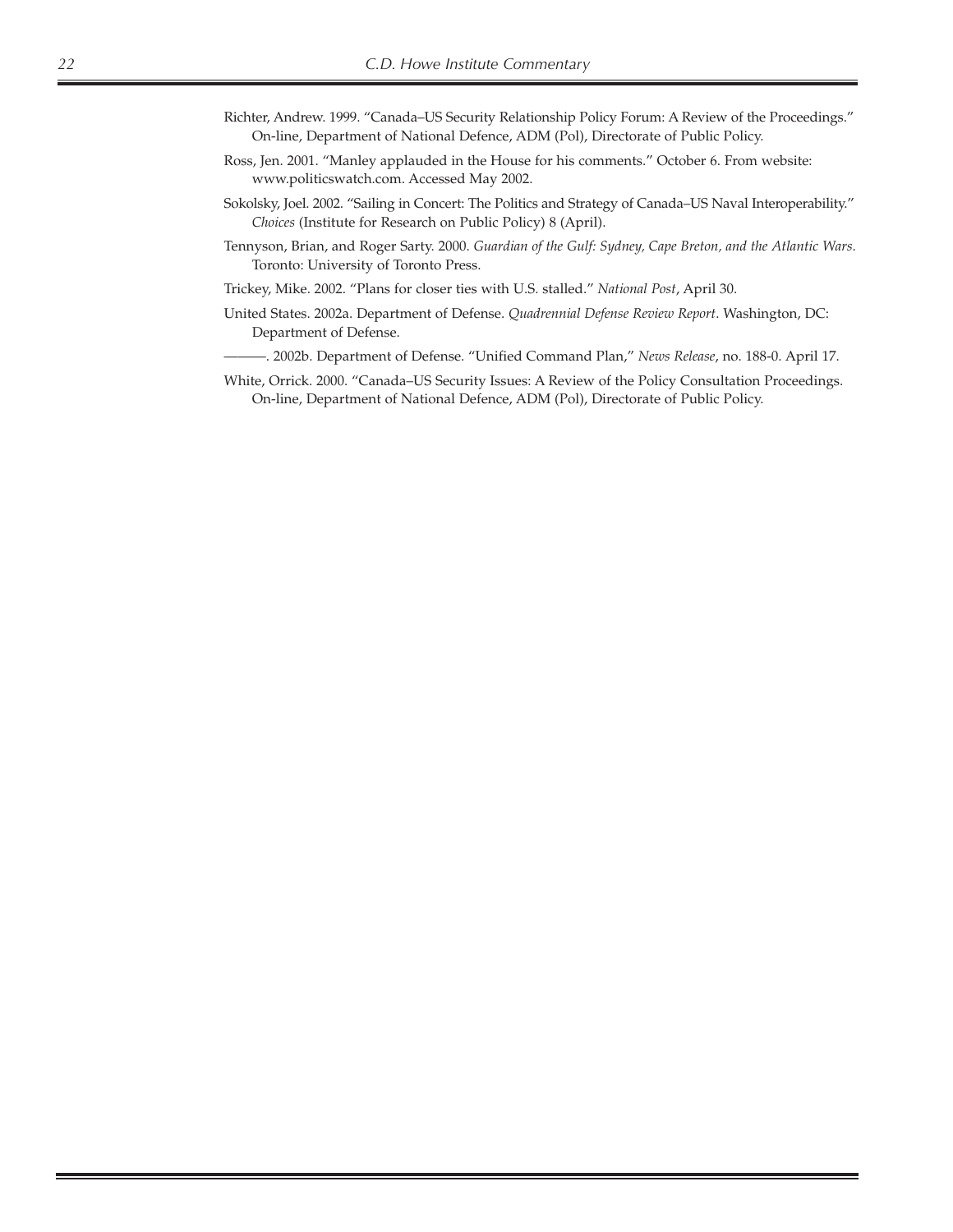Richter, Andrew. 1999. "Canada–US Security Relationship Policy Forum: A Review of the Proceedings." On-line, Department of National Defence, ADM (Pol), Directorate of Public Policy.

Ross, Jen. 2001. "Manley applauded in the House for his comments." October 6. From website: www.politicswatch.com. Accessed May 2002.

Sokolsky, Joel. 2002. "Sailing in Concert: The Politics and Strategy of Canada–US Naval Interoperability." *Choices* (Institute for Research on Public Policy) 8 (April).

Tennyson, Brian, and Roger Sarty. 2000. *Guardian of the Gulf: Sydney, Cape Breton, and the Atlantic Wars*. Toronto: University of Toronto Press.

Trickey, Mike. 2002. "Plans for closer ties with U.S. stalled." *National Post*, April 30.

United States. 2002a. Department of Defense. *Quadrennial Defense Review Report*. Washington, DC: Department of Defense.

———. 2002b. Department of Defense. "Unified Command Plan," *News Release*, no. 188-0. April 17.

White, Orrick. 2000. "Canada–US Security Issues: A Review of the Policy Consultation Proceedings. On-line, Department of National Defence, ADM (Pol), Directorate of Public Policy.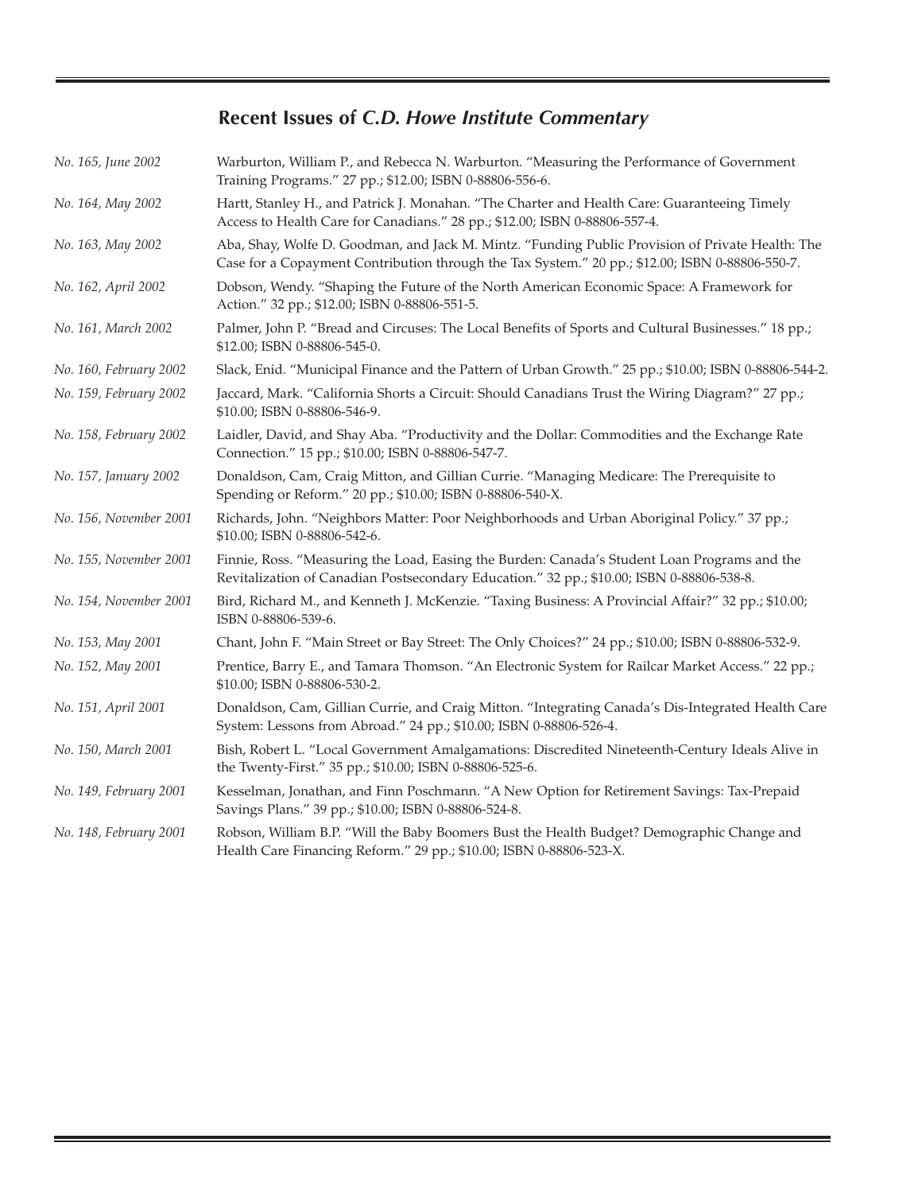## Recent Issues of *C.D. Howe Institute Commentary*

| | |
|---|---|
| *No. 165, June 2002* | Warburton, William P., and Rebecca N. Warburton. "Measuring the Performance of Government Training Programs." 27 pp.; $12.00; ISBN 0-88806-556-6. |
| *No. 164, May 2002* | Hartt, Stanley H., and Patrick J. Monahan. "The Charter and Health Care: Guaranteeing Timely Access to Health Care for Canadians." 28 pp.; $12.00; ISBN 0-88806-557-4. |
| *No. 163, May 2002* | Aba, Shay, Wolfe D. Goodman, and Jack M. Mintz. "Funding Public Provision of Private Health: The Case for a Copayment Contribution through the Tax System." 20 pp.; $12.00; ISBN 0-88806-550-7. |
| *No. 162, April 2002* | Dobson, Wendy. "Shaping the Future of the North American Economic Space: A Framework for Action." 32 pp.; $12.00; ISBN 0-88806-551-5. |
| *No. 161, March 2002* | Palmer, John P. "Bread and Circuses: The Local Benefits of Sports and Cultural Businesses." 18 pp.; $12.00; ISBN 0-88806-545-0. |
| *No. 160, February 2002* | Slack, Enid. "Municipal Finance and the Pattern of Urban Growth." 25 pp.; $10.00; ISBN 0-88806-544-2. |
| *No. 159, February 2002* | Jaccard, Mark. "California Shorts a Circuit: Should Canadians Trust the Wiring Diagram?" 27 pp.; $10.00; ISBN 0-88806-546-9. |
| *No. 158, February 2002* | Laidler, David, and Shay Aba. "Productivity and the Dollar: Commodities and the Exchange Rate Connection." 15 pp.; $10.00; ISBN 0-88806-547-7. |
| *No. 157, January 2002* | Donaldson, Cam, Craig Mitton, and Gillian Currie. "Managing Medicare: The Prerequisite to Spending or Reform." 20 pp.; $10.00; ISBN 0-88806-540-X. |
| *No. 156, November 2001* | Richards, John. "Neighbors Matter: Poor Neighborhoods and Urban Aboriginal Policy." 37 pp.; $10.00; ISBN 0-88806-542-6. |
| *No. 155, November 2001* | Finnie, Ross. "Measuring the Load, Easing the Burden: Canada's Student Loan Programs and the Revitalization of Canadian Postsecondary Education." 32 pp.; $10.00; ISBN 0-88806-538-8. |
| *No. 154, November 2001* | Bird, Richard M., and Kenneth J. McKenzie. "Taxing Business: A Provincial Affair?" 32 pp.; $10.00; ISBN 0-88806-539-6. |
| *No. 153, May 2001* | Chant, John F. "Main Street or Bay Street: The Only Choices?" 24 pp.; $10.00; ISBN 0-88806-532-9. |
| *No. 152, May 2001* | Prentice, Barry E., and Tamara Thomson. "An Electronic System for Railcar Market Access." 22 pp.; $10.00; ISBN 0-88806-530-2. |
| *No. 151, April 2001* | Donaldson, Cam, Gillian Currie, and Craig Mitton. "Integrating Canada's Dis-Integrated Health Care System: Lessons from Abroad." 24 pp.; $10.00; ISBN 0-88806-526-4. |
| *No. 150, March 2001* | Bish, Robert L. "Local Government Amalgamations: Discredited Nineteenth-Century Ideals Alive in the Twenty-First." 35 pp.; $10.00; ISBN 0-88806-525-6. |
| *No. 149, February 2001* | Kesselman, Jonathan, and Finn Poschmann. "A New Option for Retirement Savings: Tax-Prepaid Savings Plans." 39 pp.; $10.00; ISBN 0-88806-524-8. |
| *No. 148, February 2001* | Robson, William B.P. "Will the Baby Boomers Bust the Health Budget? Demographic Change and Health Care Financing Reform." 29 pp.; $10.00; ISBN 0-88806-523-X. |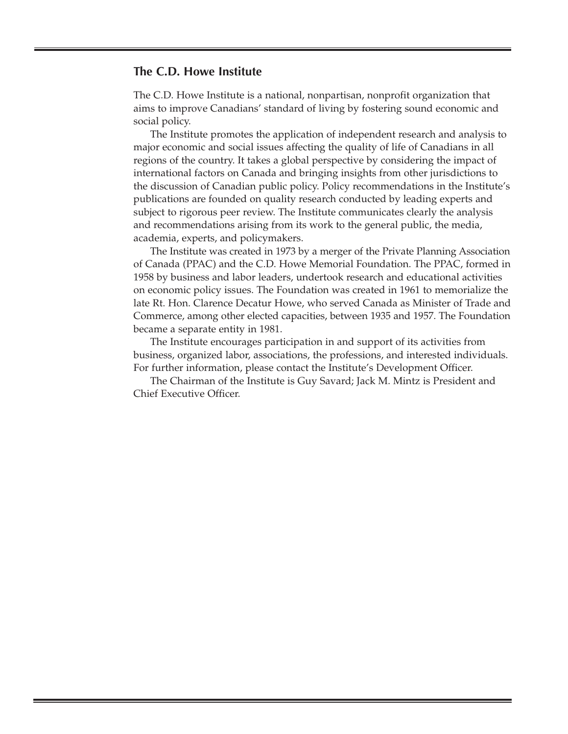## The C.D. Howe Institute

The C.D. Howe Institute is a national, nonpartisan, nonprofit organization that aims to improve Canadians' standard of living by fostering sound economic and social policy.

The Institute promotes the application of independent research and analysis to major economic and social issues affecting the quality of life of Canadians in all regions of the country. It takes a global perspective by considering the impact of international factors on Canada and bringing insights from other jurisdictions to the discussion of Canadian public policy. Policy recommendations in the Institute's publications are founded on quality research conducted by leading experts and subject to rigorous peer review. The Institute communicates clearly the analysis and recommendations arising from its work to the general public, the media, academia, experts, and policymakers.

The Institute was created in 1973 by a merger of the Private Planning Association of Canada (PPAC) and the C.D. Howe Memorial Foundation. The PPAC, formed in 1958 by business and labor leaders, undertook research and educational activities on economic policy issues. The Foundation was created in 1961 to memorialize the late Rt. Hon. Clarence Decatur Howe, who served Canada as Minister of Trade and Commerce, among other elected capacities, between 1935 and 1957. The Foundation became a separate entity in 1981.

The Institute encourages participation in and support of its activities from business, organized labor, associations, the professions, and interested individuals. For further information, please contact the Institute's Development Officer.

The Chairman of the Institute is Guy Savard; Jack M. Mintz is President and Chief Executive Officer.